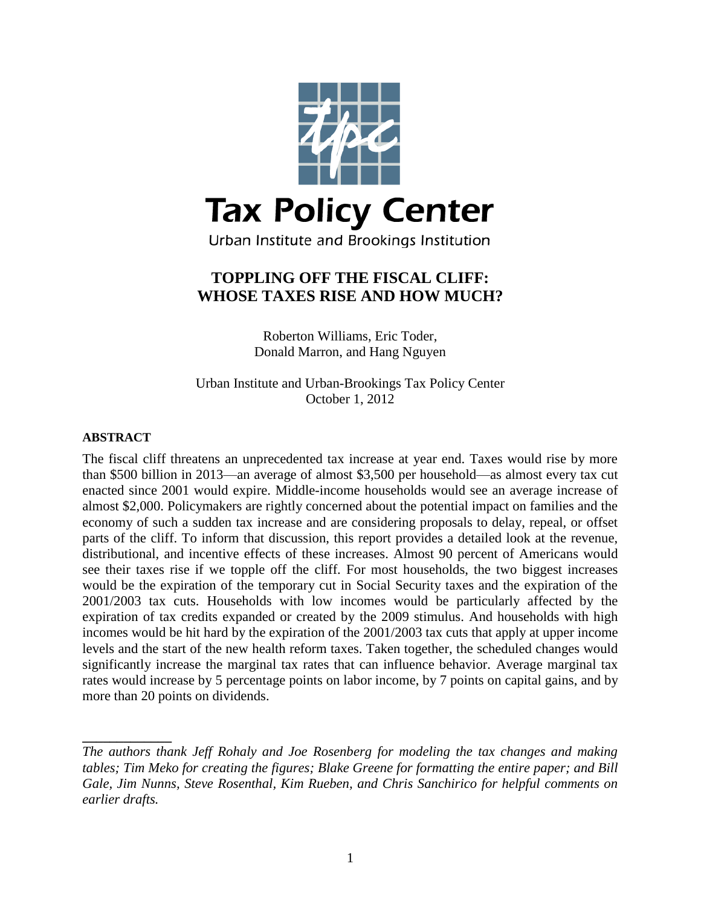Tax Policy Center

Urban Institute and Brookings Institution

# TOPPLING OFF THE FISCAL CLIFF: WHOSE TAXES RISE AND HOW MUCH?

Roberton Williams, Eric Toder, Donald Marron, and Hang Nguyen

Urban Institute and Urban-Brookings Tax Policy Center
October 1, 2012

**ABSTRACT**

The fiscal cliff threatens an unprecedented tax increase at year end. Taxes would rise by more than $500 billion in 2013—an average of almost $3,500 per household—as almost every tax cut enacted since 2001 would expire. Middle-income households would see an average increase of almost $2,000. Policymakers are rightly concerned about the potential impact on families and the economy of such a sudden tax increase and are considering proposals to delay, repeal, or offset parts of the cliff. To inform that discussion, this report provides a detailed look at the revenue, distributional, and incentive effects of these increases. Almost 90 percent of Americans would see their taxes rise if we topple off the cliff. For most households, the two biggest increases would be the expiration of the temporary cut in Social Security taxes and the expiration of the 2001/2003 tax cuts. Households with low incomes would be particularly affected by the expiration of tax credits expanded or created by the 2009 stimulus. And households with high incomes would be hit hard by the expiration of the 2001/2003 tax cuts that apply at upper income levels and the start of the new health reform taxes. Taken together, the scheduled changes would significantly increase the marginal tax rates that can influence behavior. Average marginal tax rates would increase by 5 percentage points on labor income, by 7 points on capital gains, and by more than 20 points on dividends.

---

*The authors thank Jeff Rohaly and Joe Rosenberg for modeling the tax changes and making tables; Tim Meko for creating the figures; Blake Greene for formatting the entire paper; and Bill Gale, Jim Nunns, Steve Rosenthal, Kim Rueben, and Chris Sanchirico for helpful comments on earlier drafts.*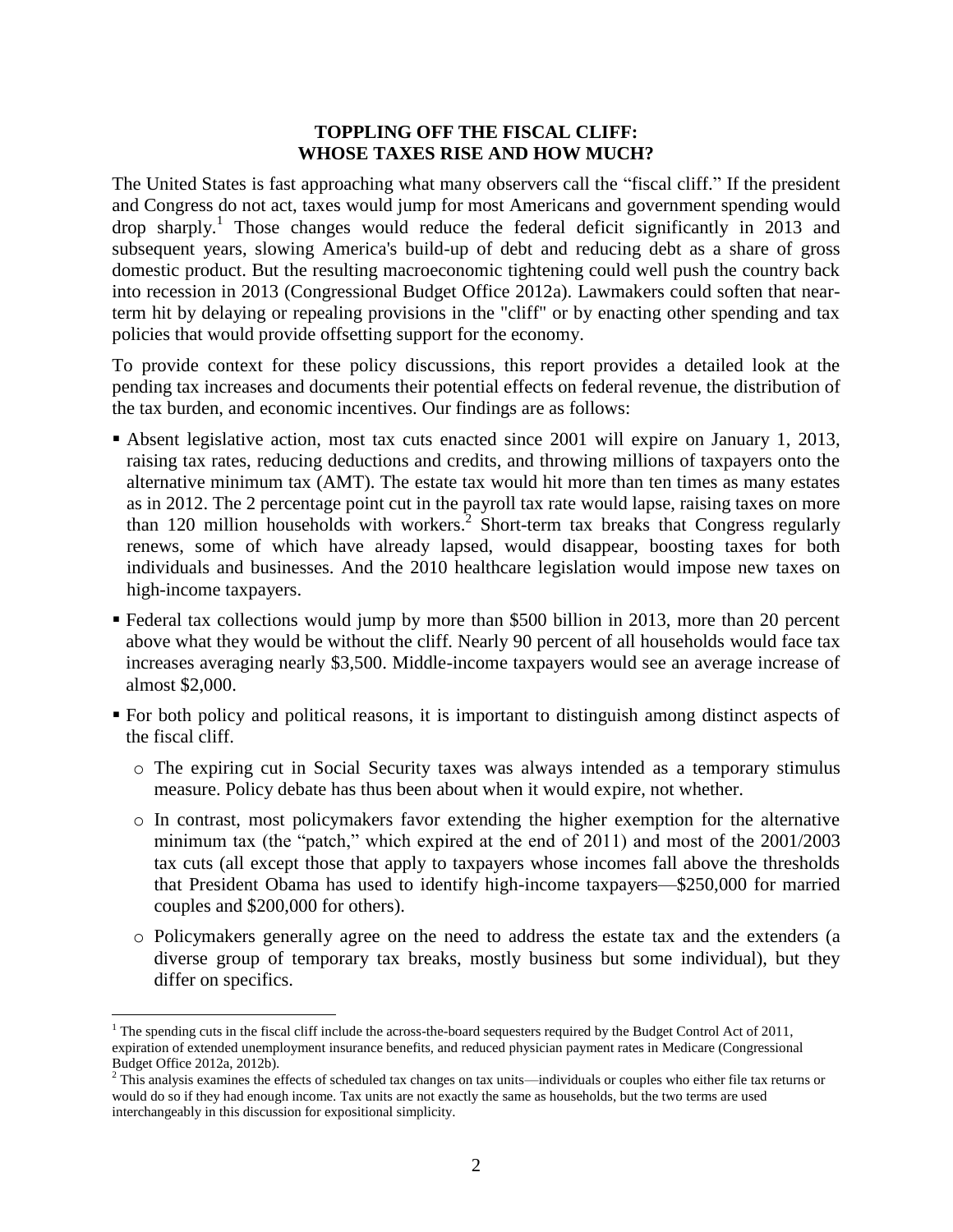# TOPPLING OFF THE FISCAL CLIFF: WHOSE TAXES RISE AND HOW MUCH?

The United States is fast approaching what many observers call the "fiscal cliff." If the president and Congress do not act, taxes would jump for most Americans and government spending would drop sharply.[1] Those changes would reduce the federal deficit significantly in 2013 and subsequent years, slowing America's build-up of debt and reducing debt as a share of gross domestic product. But the resulting macroeconomic tightening could well push the country back into recession in 2013 (Congressional Budget Office 2012a). Lawmakers could soften that near-term hit by delaying or repealing provisions in the "cliff" or by enacting other spending and tax policies that would provide offsetting support for the economy.

To provide context for these policy discussions, this report provides a detailed look at the pending tax increases and documents their potential effects on federal revenue, the distribution of the tax burden, and economic incentives. Our findings are as follows:

- Absent legislative action, most tax cuts enacted since 2001 will expire on January 1, 2013, raising tax rates, reducing deductions and credits, and throwing millions of taxpayers onto the alternative minimum tax (AMT). The estate tax would hit more than ten times as many estates as in 2012. The 2 percentage point cut in the payroll tax rate would lapse, raising taxes on more than 120 million households with workers.[2] Short-term tax breaks that Congress regularly renews, some of which have already lapsed, would disappear, boosting taxes for both individuals and businesses. And the 2010 healthcare legislation would impose new taxes on high-income taxpayers.
- Federal tax collections would jump by more than $500 billion in 2013, more than 20 percent above what they would be without the cliff. Nearly 90 percent of all households would face tax increases averaging nearly $3,500. Middle-income taxpayers would see an average increase of almost $2,000.
- For both policy and political reasons, it is important to distinguish among distinct aspects of the fiscal cliff.
  - The expiring cut in Social Security taxes was always intended as a temporary stimulus measure. Policy debate has thus been about when it would expire, not whether.
  - In contrast, most policymakers favor extending the higher exemption for the alternative minimum tax (the "patch," which expired at the end of 2011) and most of the 2001/2003 tax cuts (all except those that apply to taxpayers whose incomes fall above the thresholds that President Obama has used to identify high-income taxpayers—$250,000 for married couples and $200,000 for others).
  - Policymakers generally agree on the need to address the estate tax and the extenders (a diverse group of temporary tax breaks, mostly business but some individual), but they differ on specifics.

---

[1] The spending cuts in the fiscal cliff include the across-the-board sequesters required by the Budget Control Act of 2011, expiration of extended unemployment insurance benefits, and reduced physician payment rates in Medicare (Congressional Budget Office 2012a, 2012b).

[2] This analysis examines the effects of scheduled tax changes on tax units—individuals or couples who either file tax returns or would do so if they had enough income. Tax units are not exactly the same as households, but the two terms are used interchangeably in this discussion for expositional simplicity.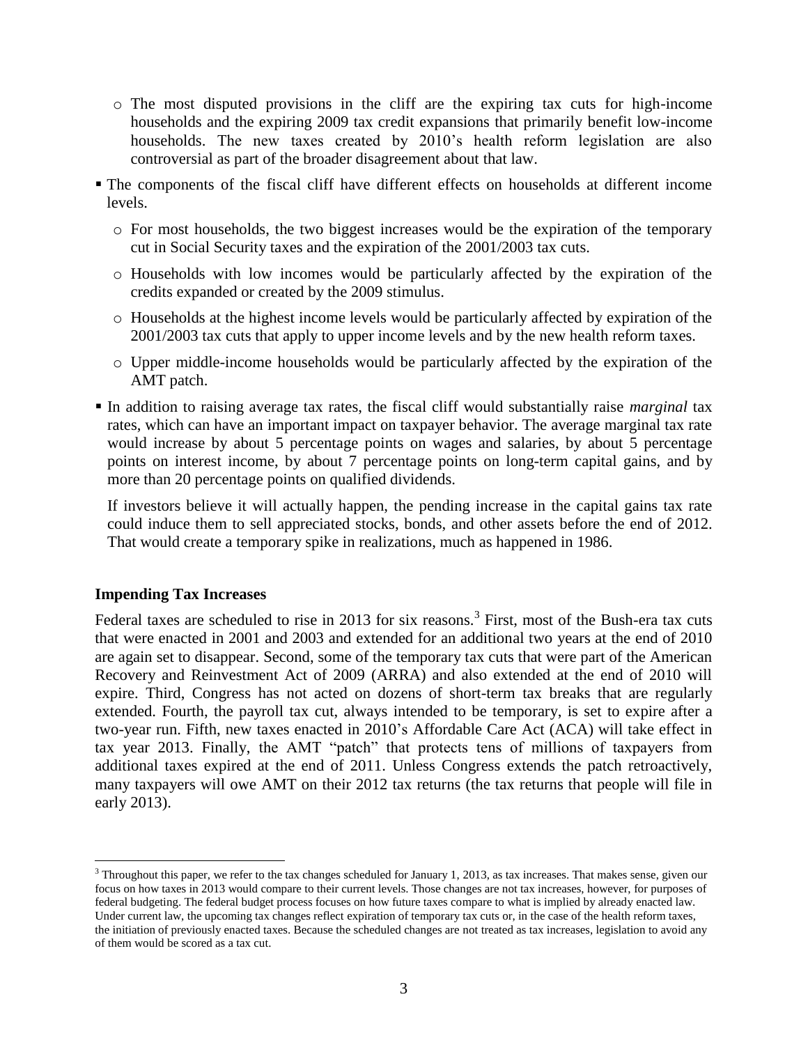- The most disputed provisions in the cliff are the expiring tax cuts for high-income households and the expiring 2009 tax credit expansions that primarily benefit low-income households. The new taxes created by 2010's health reform legislation are also controversial as part of the broader disagreement about that law.

- The components of the fiscal cliff have different effects on households at different income levels.
  - For most households, the two biggest increases would be the expiration of the temporary cut in Social Security taxes and the expiration of the 2001/2003 tax cuts.
  - Households with low incomes would be particularly affected by the expiration of the credits expanded or created by the 2009 stimulus.
  - Households at the highest income levels would be particularly affected by expiration of the 2001/2003 tax cuts that apply to upper income levels and by the new health reform taxes.
  - Upper middle-income households would be particularly affected by the expiration of the AMT patch.

- In addition to raising average tax rates, the fiscal cliff would substantially raise *marginal* tax rates, which can have an important impact on taxpayer behavior. The average marginal tax rate would increase by about 5 percentage points on wages and salaries, by about 5 percentage points on interest income, by about 7 percentage points on long-term capital gains, and by more than 20 percentage points on qualified dividends.

  If investors believe it will actually happen, the pending increase in the capital gains tax rate could induce them to sell appreciated stocks, bonds, and other assets before the end of 2012. That would create a temporary spike in realizations, much as happened in 1986.

## Impending Tax Increases

Federal taxes are scheduled to rise in 2013 for six reasons.[3] First, most of the Bush-era tax cuts that were enacted in 2001 and 2003 and extended for an additional two years at the end of 2010 are again set to disappear. Second, some of the temporary tax cuts that were part of the American Recovery and Reinvestment Act of 2009 (ARRA) and also extended at the end of 2010 will expire. Third, Congress has not acted on dozens of short-term tax breaks that are regularly extended. Fourth, the payroll tax cut, always intended to be temporary, is set to expire after a two-year run. Fifth, new taxes enacted in 2010's Affordable Care Act (ACA) will take effect in tax year 2013. Finally, the AMT "patch" that protects tens of millions of taxpayers from additional taxes expired at the end of 2011. Unless Congress extends the patch retroactively, many taxpayers will owe AMT on their 2012 tax returns (the tax returns that people will file in early 2013).

[3] Throughout this paper, we refer to the tax changes scheduled for January 1, 2013, as tax increases. That makes sense, given our focus on how taxes in 2013 would compare to their current levels. Those changes are not tax increases, however, for purposes of federal budgeting. The federal budget process focuses on how future taxes compare to what is implied by already enacted law. Under current law, the upcoming tax changes reflect expiration of temporary tax cuts or, in the case of the health reform taxes, the initiation of previously enacted taxes. Because the scheduled changes are not treated as tax increases, legislation to avoid any of them would be scored as a tax cut.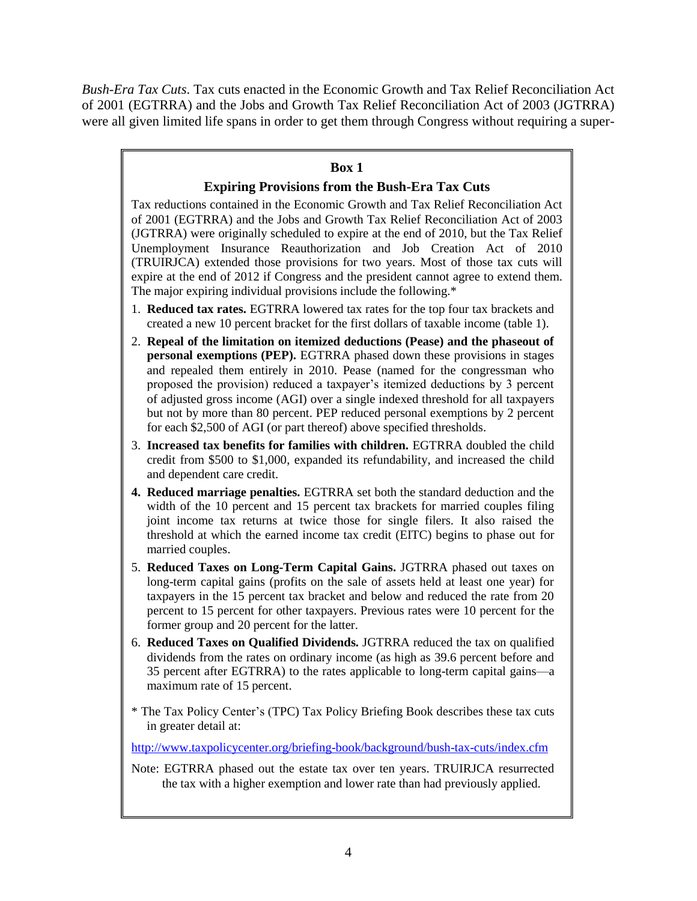*Bush-Era Tax Cuts*. Tax cuts enacted in the Economic Growth and Tax Relief Reconciliation Act of 2001 (EGTRRA) and the Jobs and Growth Tax Relief Reconciliation Act of 2003 (JGTRRA) were all given limited life spans in order to get them through Congress without requiring a super-

---

**Box 1**

**Expiring Provisions from the Bush-Era Tax Cuts**

Tax reductions contained in the Economic Growth and Tax Relief Reconciliation Act of 2001 (EGTRRA) and the Jobs and Growth Tax Relief Reconciliation Act of 2003 (JGTRRA) were originally scheduled to expire at the end of 2010, but the Tax Relief Unemployment Insurance Reauthorization and Job Creation Act of 2010 (TRUIRJCA) extended those provisions for two years. Most of those tax cuts will expire at the end of 2012 if Congress and the president cannot agree to extend them. The major expiring individual provisions include the following.*

1. **Reduced tax rates.** EGTRRA lowered tax rates for the top four tax brackets and created a new 10 percent bracket for the first dollars of taxable income (table 1).
2. **Repeal of the limitation on itemized deductions (Pease) and the phaseout of personal exemptions (PEP).** EGTRRA phased down these provisions in stages and repealed them entirely in 2010. Pease (named for the congressman who proposed the provision) reduced a taxpayer's itemized deductions by 3 percent of adjusted gross income (AGI) over a single indexed threshold for all taxpayers but not by more than 80 percent. PEP reduced personal exemptions by 2 percent for each $2,500 of AGI (or part thereof) above specified thresholds.
3. **Increased tax benefits for families with children.** EGTRRA doubled the child credit from $500 to $1,000, expanded its refundability, and increased the child and dependent care credit.
4. **Reduced marriage penalties.** EGTRRA set both the standard deduction and the width of the 10 percent and 15 percent tax brackets for married couples filing joint income tax returns at twice those for single filers. It also raised the threshold at which the earned income tax credit (EITC) begins to phase out for married couples.
5. **Reduced Taxes on Long-Term Capital Gains.** JGTRRA phased out taxes on long-term capital gains (profits on the sale of assets held at least one year) for taxpayers in the 15 percent tax bracket and below and reduced the rate from 20 percent to 15 percent for other taxpayers. Previous rates were 10 percent for the former group and 20 percent for the latter.
6. **Reduced Taxes on Qualified Dividends.** JGTRRA reduced the tax on qualified dividends from the rates on ordinary income (as high as 39.6 percent before and 35 percent after EGTRRA) to the rates applicable to long-term capital gains—a maximum rate of 15 percent.

* The Tax Policy Center's (TPC) Tax Policy Briefing Book describes these tax cuts in greater detail at:

http://www.taxpolicycenter.org/briefing-book/background/bush-tax-cuts/index.cfm

Note: EGTRRA phased out the estate tax over ten years. TRUIRJCA resurrected the tax with a higher exemption and lower rate than had previously applied.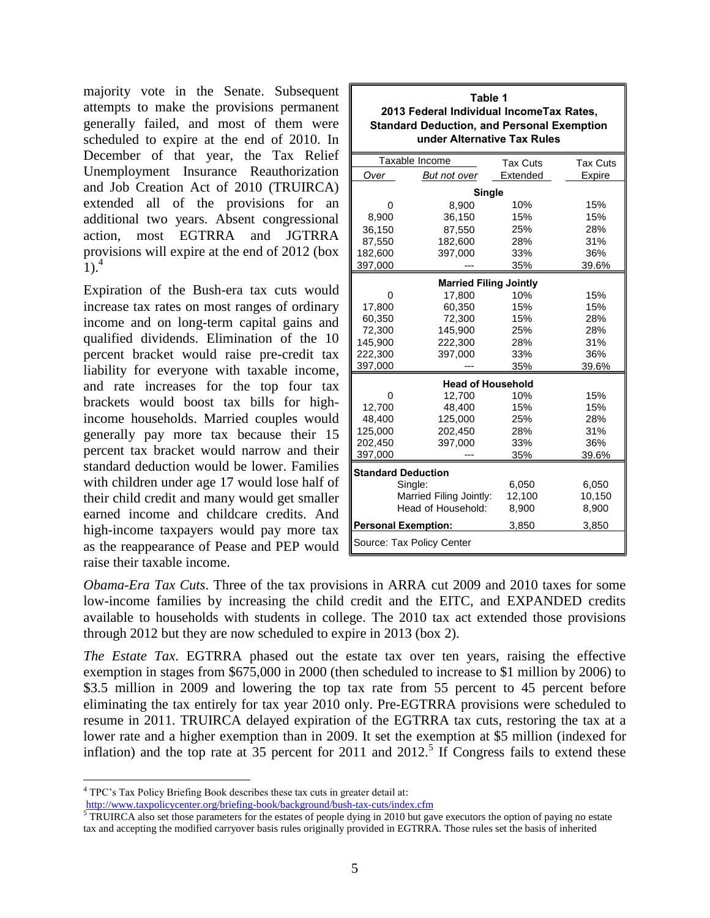majority vote in the Senate. Subsequent attempts to make the provisions permanent generally failed, and most of them were scheduled to expire at the end of 2010. In December of that year, the Tax Relief Unemployment Insurance Reauthorization and Job Creation Act of 2010 (TRUIRCA) extended all of the provisions for an additional two years. Absent congressional action, most EGTRRA and JGTRRA provisions will expire at the end of 2012 (box 1).[4]

Expiration of the Bush-era tax cuts would increase tax rates on most ranges of ordinary income and on long-term capital gains and qualified dividends. Elimination of the 10 percent bracket would raise pre-credit tax liability for everyone with taxable income, and rate increases for the top four tax brackets would boost tax bills for high-income households. Married couples would generally pay more tax because their 15 percent tax bracket would narrow and their standard deduction would be lower. Families with children under age 17 would lose half of their child credit and many would get smaller earned income and childcare credits. And high-income taxpayers would pay more tax as the reappearance of Pease and PEP would raise their taxable income.

**Table 1**
**2013 Federal Individual IncomeTax Rates, Standard Deduction, and Personal Exemption under Alternative Tax Rules**

| Taxable Income: *Over* | Taxable Income: *But not over* | Tax Cuts Extended | Tax Cuts Expire |
|---|---|---|---|
| **Single** | | | |
| 0 | 8,900 | 10% | 15% |
| 8,900 | 36,150 | 15% | 15% |
| 36,150 | 87,550 | 25% | 28% |
| 87,550 | 182,600 | 28% | 31% |
| 182,600 | 397,000 | 33% | 36% |
| 397,000 | --- | 35% | 39.6% |
| **Married Filing Jointly** | | | |
| 0 | 17,800 | 10% | 15% |
| 17,800 | 60,350 | 15% | 15% |
| 60,350 | 72,300 | 15% | 28% |
| 72,300 | 145,900 | 25% | 28% |
| 145,900 | 222,300 | 28% | 31% |
| 222,300 | 397,000 | 33% | 36% |
| 397,000 | --- | 35% | 39.6% |
| **Head of Household** | | | |
| 0 | 12,700 | 10% | 15% |
| 12,700 | 48,400 | 15% | 15% |
| 48,400 | 125,000 | 25% | 28% |
| 125,000 | 202,450 | 28% | 31% |
| 202,450 | 397,000 | 33% | 36% |
| 397,000 | --- | 35% | 39.6% |
| **Standard Deduction** | | | |
| | Single: | 6,050 | 6,050 |
| | Married Filing Jointly: | 12,100 | 10,150 |
| | Head of Household: | 8,900 | 8,900 |
| **Personal Exemption:** | | 3,850 | 3,850 |

Source: Tax Policy Center

*Obama-Era Tax Cuts*. Three of the tax provisions in ARRA cut 2009 and 2010 taxes for some low-income families by increasing the child credit and the EITC, and EXPANDED credits available to households with students in college. The 2010 tax act extended those provisions through 2012 but they are now scheduled to expire in 2013 (box 2).

*The Estate Tax*. EGTRRA phased out the estate tax over ten years, raising the effective exemption in stages from $675,000 in 2000 (then scheduled to increase to $1 million by 2006) to $3.5 million in 2009 and lowering the top tax rate from 55 percent to 45 percent before eliminating the tax entirely for tax year 2010 only. Pre-EGTRRA provisions were scheduled to resume in 2011. TRUIRCA delayed expiration of the EGTRRA tax cuts, restoring the tax at a lower rate and a higher exemption than in 2009. It set the exemption at $5 million (indexed for inflation) and the top rate at 35 percent for 2011 and 2012.[5] If Congress fails to extend these

---

[4] TPC's Tax Policy Briefing Book describes these tax cuts in greater detail at: http://www.taxpolicycenter.org/briefing-book/background/bush-tax-cuts/index.cfm

[5] TRUIRCA also set those parameters for the estates of people dying in 2010 but gave executors the option of paying no estate tax and accepting the modified carryover basis rules originally provided in EGTRRA. Those rules set the basis of inherited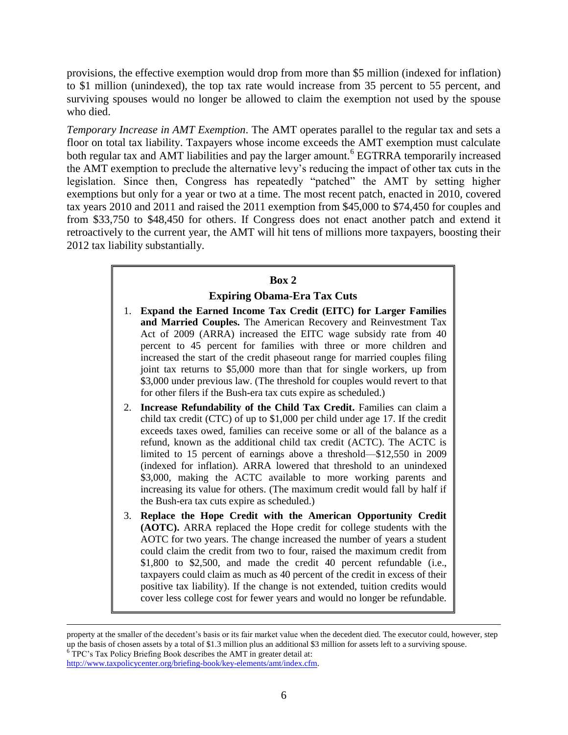provisions, the effective exemption would drop from more than $5 million (indexed for inflation) to $1 million (unindexed), the top tax rate would increase from 35 percent to 55 percent, and surviving spouses would no longer be allowed to claim the exemption not used by the spouse who died.

*Temporary Increase in AMT Exemption*. The AMT operates parallel to the regular tax and sets a floor on total tax liability. Taxpayers whose income exceeds the AMT exemption must calculate both regular tax and AMT liabilities and pay the larger amount.[6] EGTRRA temporarily increased the AMT exemption to preclude the alternative levy's reducing the impact of other tax cuts in the legislation. Since then, Congress has repeatedly "patched" the AMT by setting higher exemptions but only for a year or two at a time. The most recent patch, enacted in 2010, covered tax years 2010 and 2011 and raised the 2011 exemption from $45,000 to $74,450 for couples and from $33,750 to $48,450 for others. If Congress does not enact another patch and extend it retroactively to the current year, the AMT will hit tens of millions more taxpayers, boosting their 2012 tax liability substantially.

**Box 2**

**Expiring Obama-Era Tax Cuts**

1. **Expand the Earned Income Tax Credit (EITC) for Larger Families and Married Couples.** The American Recovery and Reinvestment Tax Act of 2009 (ARRA) increased the EITC wage subsidy rate from 40 percent to 45 percent for families with three or more children and increased the start of the credit phaseout range for married couples filing joint tax returns to $5,000 more than that for single workers, up from $3,000 under previous law. (The threshold for couples would revert to that for other filers if the Bush-era tax cuts expire as scheduled.)
2. **Increase Refundability of the Child Tax Credit.** Families can claim a child tax credit (CTC) of up to $1,000 per child under age 17. If the credit exceeds taxes owed, families can receive some or all of the balance as a refund, known as the additional child tax credit (ACTC). The ACTC is limited to 15 percent of earnings above a threshold—$12,550 in 2009 (indexed for inflation). ARRA lowered that threshold to an unindexed $3,000, making the ACTC available to more working parents and increasing its value for others. (The maximum credit would fall by half if the Bush-era tax cuts expire as scheduled.)
3. **Replace the Hope Credit with the American Opportunity Credit (AOTC).** ARRA replaced the Hope credit for college students with the AOTC for two years. The change increased the number of years a student could claim the credit from two to four, raised the maximum credit from $1,800 to $2,500, and made the credit 40 percent refundable (i.e., taxpayers could claim as much as 40 percent of the credit in excess of their positive tax liability). If the change is not extended, tuition credits would cover less college cost for fewer years and would no longer be refundable.

---

property at the smaller of the decedent's basis or its fair market value when the decedent died. The executor could, however, step up the basis of chosen assets by a total of $1.3 million plus an additional $3 million for assets left to a surviving spouse.

[6] TPC's Tax Policy Briefing Book describes the AMT in greater detail at: http://www.taxpolicycenter.org/briefing-book/key-elements/amt/index.cfm.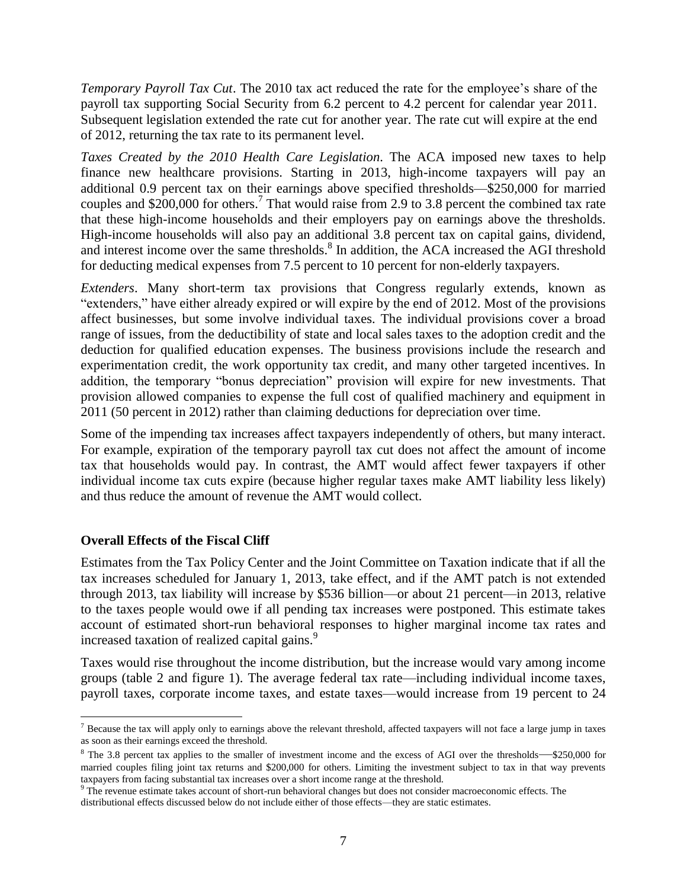*Temporary Payroll Tax Cut*. The 2010 tax act reduced the rate for the employee's share of the payroll tax supporting Social Security from 6.2 percent to 4.2 percent for calendar year 2011. Subsequent legislation extended the rate cut for another year. The rate cut will expire at the end of 2012, returning the tax rate to its permanent level.

*Taxes Created by the 2010 Health Care Legislation*. The ACA imposed new taxes to help finance new healthcare provisions. Starting in 2013, high-income taxpayers will pay an additional 0.9 percent tax on their earnings above specified thresholds—$250,000 for married couples and $200,000 for others.[7] That would raise from 2.9 to 3.8 percent the combined tax rate that these high-income households and their employers pay on earnings above the thresholds. High-income households will also pay an additional 3.8 percent tax on capital gains, dividend, and interest income over the same thresholds.[8] In addition, the ACA increased the AGI threshold for deducting medical expenses from 7.5 percent to 10 percent for non-elderly taxpayers.

*Extenders*. Many short-term tax provisions that Congress regularly extends, known as "extenders," have either already expired or will expire by the end of 2012. Most of the provisions affect businesses, but some involve individual taxes. The individual provisions cover a broad range of issues, from the deductibility of state and local sales taxes to the adoption credit and the deduction for qualified education expenses. The business provisions include the research and experimentation credit, the work opportunity tax credit, and many other targeted incentives. In addition, the temporary "bonus depreciation" provision will expire for new investments. That provision allowed companies to expense the full cost of qualified machinery and equipment in 2011 (50 percent in 2012) rather than claiming deductions for depreciation over time.

Some of the impending tax increases affect taxpayers independently of others, but many interact. For example, expiration of the temporary payroll tax cut does not affect the amount of income tax that households would pay. In contrast, the AMT would affect fewer taxpayers if other individual income tax cuts expire (because higher regular taxes make AMT liability less likely) and thus reduce the amount of revenue the AMT would collect.

**Overall Effects of the Fiscal Cliff**

Estimates from the Tax Policy Center and the Joint Committee on Taxation indicate that if all the tax increases scheduled for January 1, 2013, take effect, and if the AMT patch is not extended through 2013, tax liability will increase by $536 billion—or about 21 percent—in 2013, relative to the taxes people would owe if all pending tax increases were postponed. This estimate takes account of estimated short-run behavioral responses to higher marginal income tax rates and increased taxation of realized capital gains.[9]

Taxes would rise throughout the income distribution, but the increase would vary among income groups (table 2 and figure 1). The average federal tax rate—including individual income taxes, payroll taxes, corporate income taxes, and estate taxes—would increase from 19 percent to 24

---

[7] Because the tax will apply only to earnings above the relevant threshold, affected taxpayers will not face a large jump in taxes as soon as their earnings exceed the threshold.

[8] The 3.8 percent tax applies to the smaller of investment income and the excess of AGI over the thresholds—$250,000 for married couples filing joint tax returns and $200,000 for others. Limiting the investment subject to tax in that way prevents taxpayers from facing substantial tax increases over a short income range at the threshold.

[9] The revenue estimate takes account of short-run behavioral changes but does not consider macroeconomic effects. The distributional effects discussed below do not include either of those effects—they are static estimates.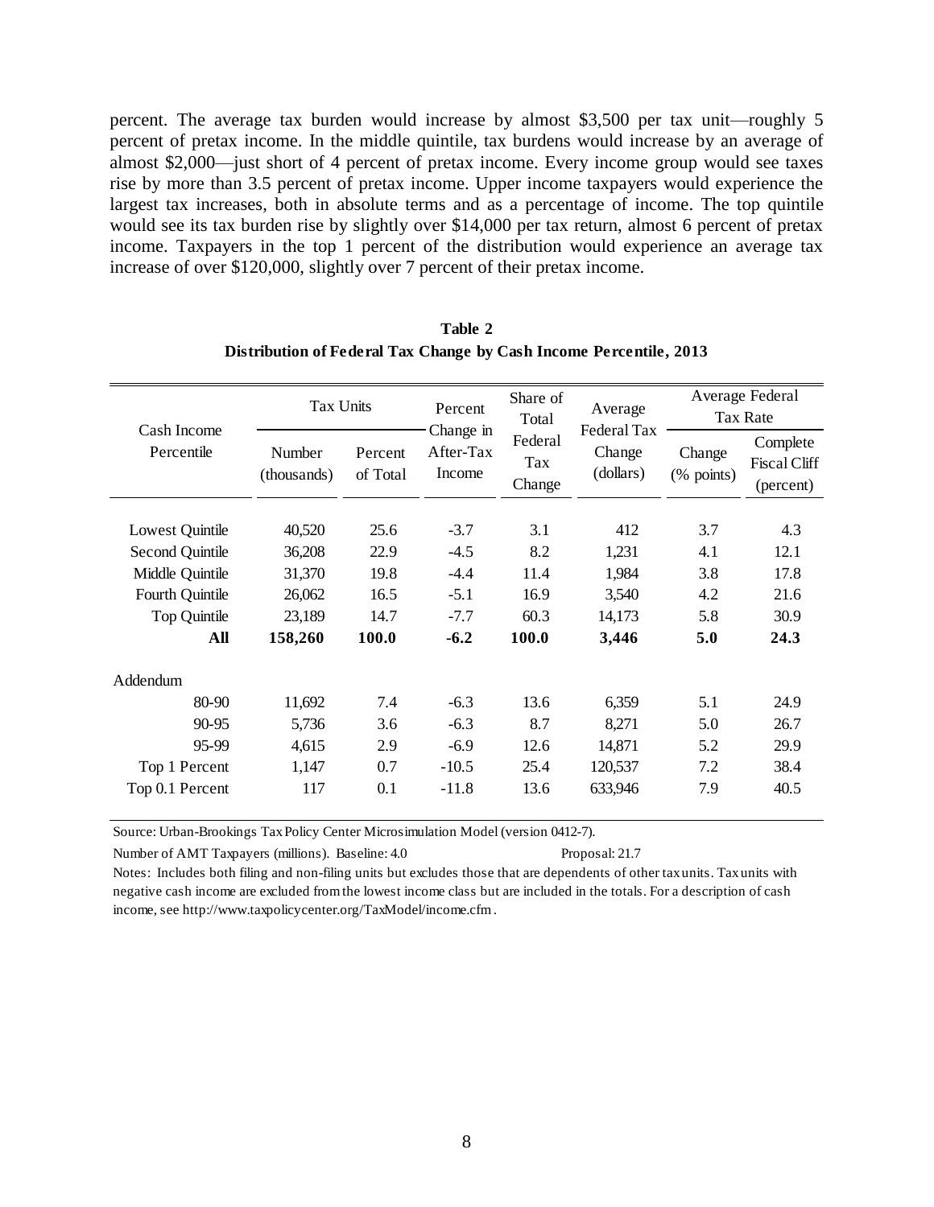percent. The average tax burden would increase by almost \$3,500 per tax unit—roughly 5 percent of pretax income. In the middle quintile, tax burdens would increase by an average of almost \$2,000—just short of 4 percent of pretax income. Every income group would see taxes rise by more than 3.5 percent of pretax income. Upper income taxpayers would experience the largest tax increases, both in absolute terms and as a percentage of income. The top quintile would see its tax burden rise by slightly over \$14,000 per tax return, almost 6 percent of pretax income. Taxpayers in the top 1 percent of the distribution would experience an average tax increase of over \$120,000, slightly over 7 percent of their pretax income.

**Table 2**
**Distribution of Federal Tax Change by Cash Income Percentile, 2013**

| Cash Income Percentile | Tax Units | | Percent Change in After-Tax Income | Share of Total Federal Tax Change | Average Federal Tax Change (dollars) | Average Federal Tax Rate | |
|---|---|---|---|---|---|---|---|
| | Number (thousands) | Percent of Total | | | | Change (% points) | Complete Fiscal Cliff (percent) |
| Lowest Quintile | 40,520 | 25.6 | -3.7 | 3.1 | 412 | 3.7 | 4.3 |
| Second Quintile | 36,208 | 22.9 | -4.5 | 8.2 | 1,231 | 4.1 | 12.1 |
| Middle Quintile | 31,370 | 19.8 | -4.4 | 11.4 | 1,984 | 3.8 | 17.8 |
| Fourth Quintile | 26,062 | 16.5 | -5.1 | 16.9 | 3,540 | 4.2 | 21.6 |
| Top Quintile | 23,189 | 14.7 | -7.7 | 60.3 | 14,173 | 5.8 | 30.9 |
| **All** | **158,260** | **100.0** | **-6.2** | **100.0** | **3,446** | **5.0** | **24.3** |
| Addendum | | | | | | | |
| 80-90 | 11,692 | 7.4 | -6.3 | 13.6 | 6,359 | 5.1 | 24.9 |
| 90-95 | 5,736 | 3.6 | -6.3 | 8.7 | 8,271 | 5.0 | 26.7 |
| 95-99 | 4,615 | 2.9 | -6.9 | 12.6 | 14,871 | 5.2 | 29.9 |
| Top 1 Percent | 1,147 | 0.7 | -10.5 | 25.4 | 120,537 | 7.2 | 38.4 |
| Top 0.1 Percent | 117 | 0.1 | -11.8 | 13.6 | 633,946 | 7.9 | 40.5 |

Source: Urban-Brookings Tax Policy Center Microsimulation Model (version 0412-7).

Number of AMT Taxpayers (millions). Baseline: 4.0 Proposal: 21.7

Notes: Includes both filing and non-filing units but excludes those that are dependents of other tax units. Tax units with negative cash income are excluded from the lowest income class but are included in the totals. For a description of cash income, see http://www.taxpolicycenter.org/TaxModel/income.cfm.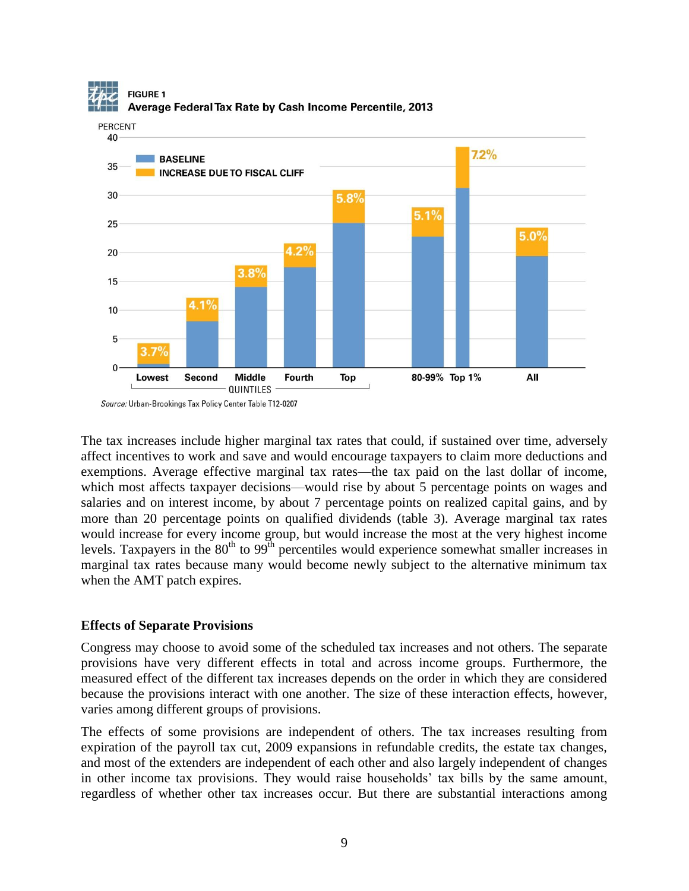**FIGURE 1**
**Average Federal Tax Rate by Cash Income Percentile, 2013**

| | Baseline (approx. %) | Increase due to fiscal cliff |
|---|---|---|
| Lowest quintile | | 3.7% |
| Second quintile | | 4.1% |
| Middle quintile | | 3.8% |
| Fourth quintile | | 4.2% |
| Top quintile | | 5.8% |
| 80-99% | | 5.1% |
| Top 1% | | 7.2% |
| All | | 5.0% |

*Source:* Urban-Brookings Tax Policy Center Table T12-0207

The tax increases include higher marginal tax rates that could, if sustained over time, adversely affect incentives to work and save and would encourage taxpayers to claim more deductions and exemptions. Average effective marginal tax rates—the tax paid on the last dollar of income, which most affects taxpayer decisions—would rise by about 5 percentage points on wages and salaries and on interest income, by about 7 percentage points on realized capital gains, and by more than 20 percentage points on qualified dividends (table 3). Average marginal tax rates would increase for every income group, but would increase the most at the very highest income levels. Taxpayers in the 80th to 99th percentiles would experience somewhat smaller increases in marginal tax rates because many would become newly subject to the alternative minimum tax when the AMT patch expires.

## Effects of Separate Provisions

Congress may choose to avoid some of the scheduled tax increases and not others. The separate provisions have very different effects in total and across income groups. Furthermore, the measured effect of the different tax increases depends on the order in which they are considered because the provisions interact with one another. The size of these interaction effects, however, varies among different groups of provisions.

The effects of some provisions are independent of others. The tax increases resulting from expiration of the payroll tax cut, 2009 expansions in refundable credits, the estate tax changes, and most of the extenders are independent of each other and also largely independent of changes in other income tax provisions. They would raise households' tax bills by the same amount, regardless of whether other tax increases occur. But there are substantial interactions among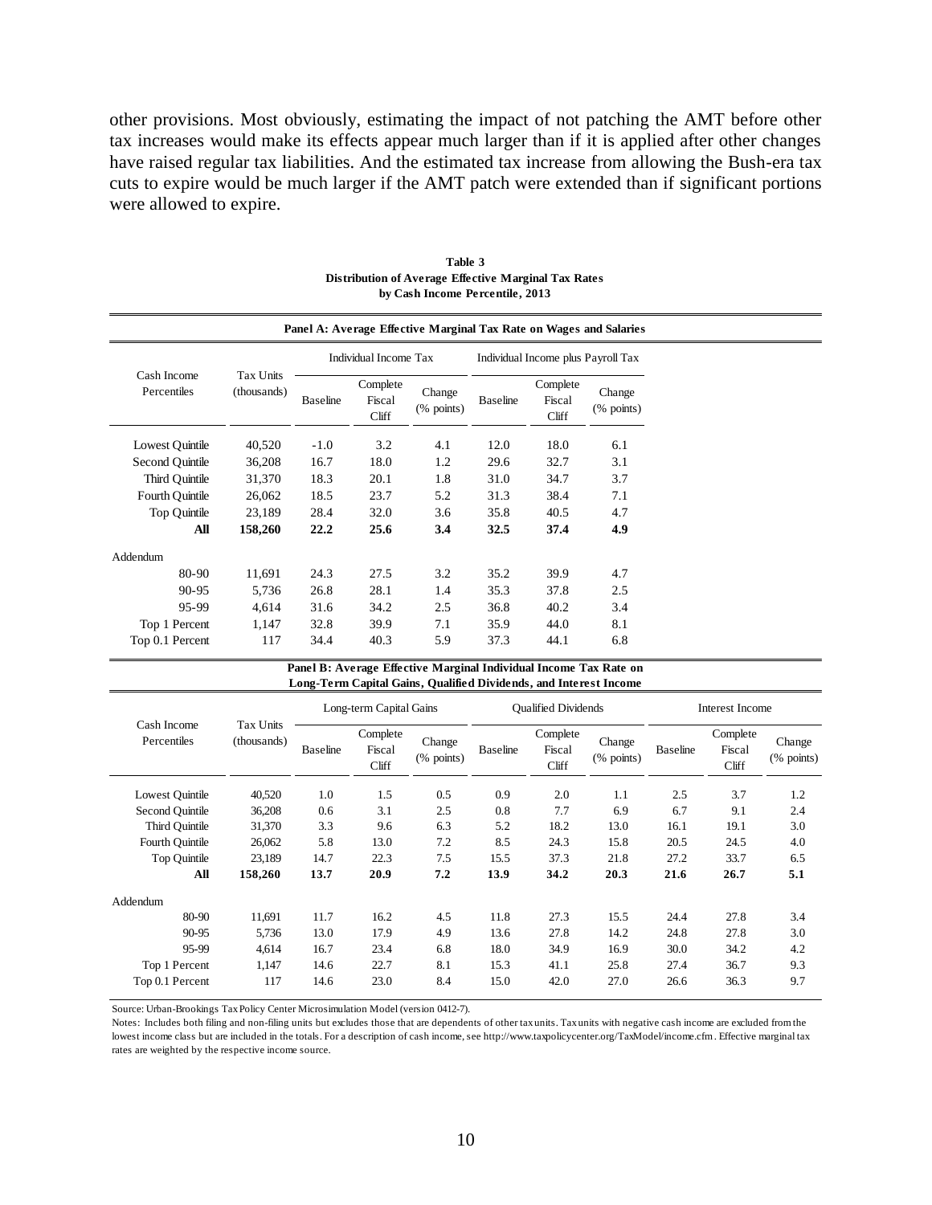other provisions. Most obviously, estimating the impact of not patching the AMT before other tax increases would make its effects appear much larger than if it is applied after other changes have raised regular tax liabilities. And the estimated tax increase from allowing the Bush-era tax cuts to expire would be much larger if the AMT patch were extended than if significant portions were allowed to expire.

**Table 3**
**Distribution of Average Effective Marginal Tax Rates**
**by Cash Income Percentile, 2013**

**Panel A: Average Effective Marginal Tax Rate on Wages and Salaries**

| Cash Income Percentiles | Tax Units (thousands) | Individual Income Tax | | | Individual Income plus Payroll Tax | | |
|---|---|---|---|---|---|---|---|
| | | Baseline | Complete Fiscal Cliff | Change (% points) | Baseline | Complete Fiscal Cliff | Change (% points) |
| Lowest Quintile | 40,520 | -1.0 | 3.2 | 4.1 | 12.0 | 18.0 | 6.1 |
| Second Quintile | 36,208 | 16.7 | 18.0 | 1.2 | 29.6 | 32.7 | 3.1 |
| Third Quintile | 31,370 | 18.3 | 20.1 | 1.8 | 31.0 | 34.7 | 3.7 |
| Fourth Quintile | 26,062 | 18.5 | 23.7 | 5.2 | 31.3 | 38.4 | 7.1 |
| Top Quintile | 23,189 | 28.4 | 32.0 | 3.6 | 35.8 | 40.5 | 4.7 |
| **All** | **158,260** | **22.2** | **25.6** | **3.4** | **32.5** | **37.4** | **4.9** |
| Addendum | | | | | | | |
| 80-90 | 11,691 | 24.3 | 27.5 | 3.2 | 35.2 | 39.9 | 4.7 |
| 90-95 | 5,736 | 26.8 | 28.1 | 1.4 | 35.3 | 37.8 | 2.5 |
| 95-99 | 4,614 | 31.6 | 34.2 | 2.5 | 36.8 | 40.2 | 3.4 |
| Top 1 Percent | 1,147 | 32.8 | 39.9 | 7.1 | 35.9 | 44.0 | 8.1 |
| Top 0.1 Percent | 117 | 34.4 | 40.3 | 5.9 | 37.3 | 44.1 | 6.8 |

**Panel B: Average Effective Marginal Individual Income Tax Rate on Long-Term Capital Gains, Qualified Dividends, and Interest Income**

| Cash Income Percentiles | Tax Units (thousands) | Long-term Capital Gains | | | Qualified Dividends | | | Interest Income | | |
|---|---|---|---|---|---|---|---|---|---|---|
| | | Baseline | Complete Fiscal Cliff | Change (% points) | Baseline | Complete Fiscal Cliff | Change (% points) | Baseline | Complete Fiscal Cliff | Change (% points) |
| Lowest Quintile | 40,520 | 1.0 | 1.5 | 0.5 | 0.9 | 2.0 | 1.1 | 2.5 | 3.7 | 1.2 |
| Second Quintile | 36,208 | 0.6 | 3.1 | 2.5 | 0.8 | 7.7 | 6.9 | 6.7 | 9.1 | 2.4 |
| Third Quintile | 31,370 | 3.3 | 9.6 | 6.3 | 5.2 | 18.2 | 13.0 | 16.1 | 19.1 | 3.0 |
| Fourth Quintile | 26,062 | 5.8 | 13.0 | 7.2 | 8.5 | 24.3 | 15.8 | 20.5 | 24.5 | 4.0 |
| Top Quintile | 23,189 | 14.7 | 22.3 | 7.5 | 15.5 | 37.3 | 21.8 | 27.2 | 33.7 | 6.5 |
| **All** | **158,260** | **13.7** | **20.9** | **7.2** | **13.9** | **34.2** | **20.3** | **21.6** | **26.7** | **5.1** |
| Addendum | | | | | | | | | | |
| 80-90 | 11,691 | 11.7 | 16.2 | 4.5 | 11.8 | 27.3 | 15.5 | 24.4 | 27.8 | 3.4 |
| 90-95 | 5,736 | 13.0 | 17.9 | 4.9 | 13.6 | 27.8 | 14.2 | 24.8 | 27.8 | 3.0 |
| 95-99 | 4,614 | 16.7 | 23.4 | 6.8 | 18.0 | 34.9 | 16.9 | 30.0 | 34.2 | 4.2 |
| Top 1 Percent | 1,147 | 14.6 | 22.7 | 8.1 | 15.3 | 41.1 | 25.8 | 27.4 | 36.7 | 9.3 |
| Top 0.1 Percent | 117 | 14.6 | 23.0 | 8.4 | 15.0 | 42.0 | 27.0 | 26.6 | 36.3 | 9.7 |

Source: Urban-Brookings Tax Policy Center Microsimulation Model (version 0412-7).

Notes: Includes both filing and non-filing units but excludes those that are dependents of other tax units. Tax units with negative cash income are excluded from the lowest income class but are included in the totals. For a description of cash income, see http://www.taxpolicycenter.org/TaxModel/income.cfm. Effective marginal tax rates are weighted by the respective income source.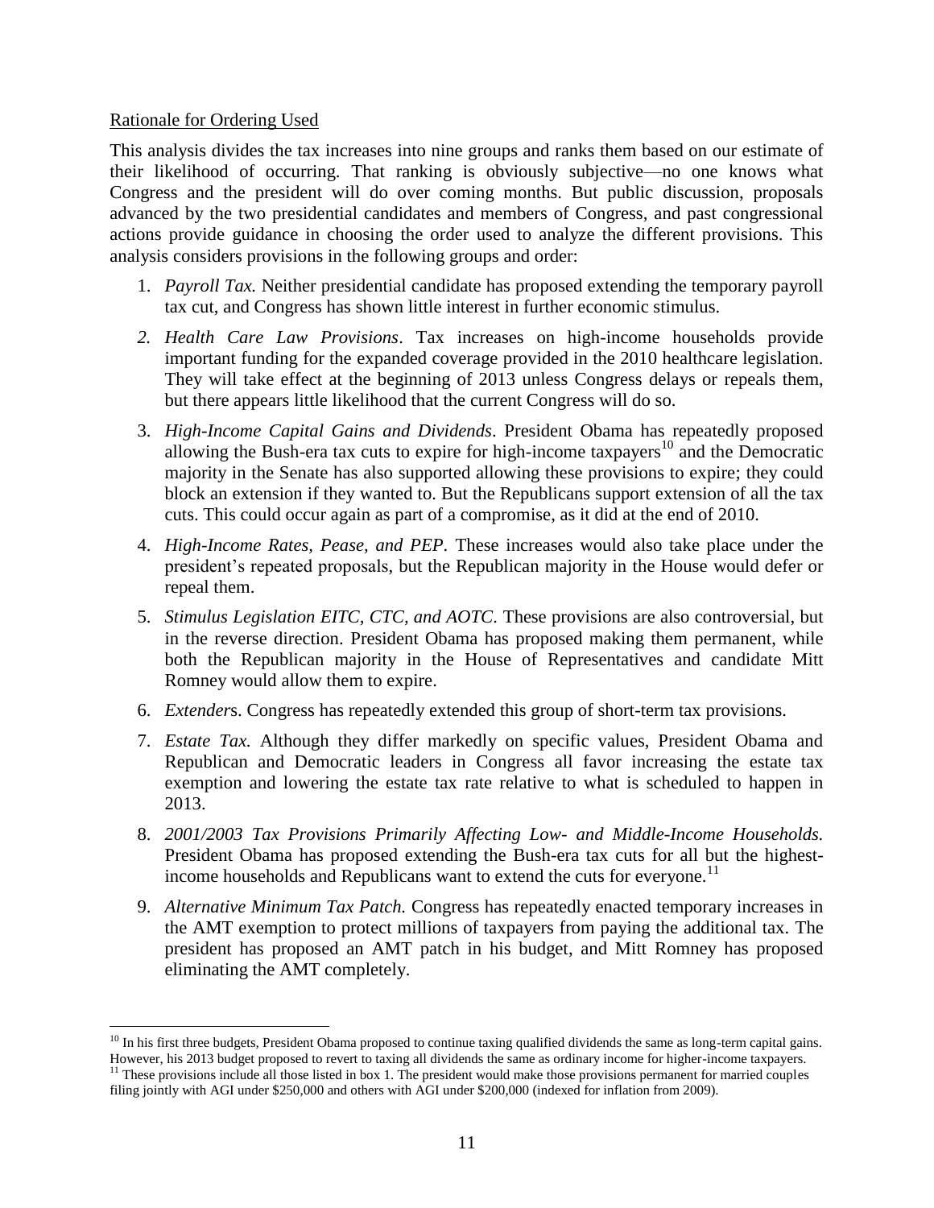Rationale for Ordering Used

This analysis divides the tax increases into nine groups and ranks them based on our estimate of their likelihood of occurring. That ranking is obviously subjective—no one knows what Congress and the president will do over coming months. But public discussion, proposals advanced by the two presidential candidates and members of Congress, and past congressional actions provide guidance in choosing the order used to analyze the different provisions. This analysis considers provisions in the following groups and order:

1. *Payroll Tax.* Neither presidential candidate has proposed extending the temporary payroll tax cut, and Congress has shown little interest in further economic stimulus.
2. *Health Care Law Provisions*. Tax increases on high-income households provide important funding for the expanded coverage provided in the 2010 healthcare legislation. They will take effect at the beginning of 2013 unless Congress delays or repeals them, but there appears little likelihood that the current Congress will do so.
3. *High-Income Capital Gains and Dividends*. President Obama has repeatedly proposed allowing the Bush-era tax cuts to expire for high-income taxpayers[10] and the Democratic majority in the Senate has also supported allowing these provisions to expire; they could block an extension if they wanted to. But the Republicans support extension of all the tax cuts. This could occur again as part of a compromise, as it did at the end of 2010.
4. *High-Income Rates, Pease, and PEP*. These increases would also take place under the president's repeated proposals, but the Republican majority in the House would defer or repeal them.
5. *Stimulus Legislation EITC, CTC, and AOTC*. These provisions are also controversial, but in the reverse direction. President Obama has proposed making them permanent, while both the Republican majority in the House of Representatives and candidate Mitt Romney would allow them to expire.
6. *Extenders*. Congress has repeatedly extended this group of short-term tax provisions.
7. *Estate Tax.* Although they differ markedly on specific values, President Obama and Republican and Democratic leaders in Congress all favor increasing the estate tax exemption and lowering the estate tax rate relative to what is scheduled to happen in 2013.
8. *2001/2003 Tax Provisions Primarily Affecting Low- and Middle-Income Households.* President Obama has proposed extending the Bush-era tax cuts for all but the highest-income households and Republicans want to extend the cuts for everyone.[11]
9. *Alternative Minimum Tax Patch.* Congress has repeatedly enacted temporary increases in the AMT exemption to protect millions of taxpayers from paying the additional tax. The president has proposed an AMT patch in his budget, and Mitt Romney has proposed eliminating the AMT completely.

---

[10] In his first three budgets, President Obama proposed to continue taxing qualified dividends the same as long-term capital gains. However, his 2013 budget proposed to revert to taxing all dividends the same as ordinary income for higher-income taxpayers.

[11] These provisions include all those listed in box 1. The president would make those provisions permanent for married couples filing jointly with AGI under $250,000 and others with AGI under $200,000 (indexed for inflation from 2009).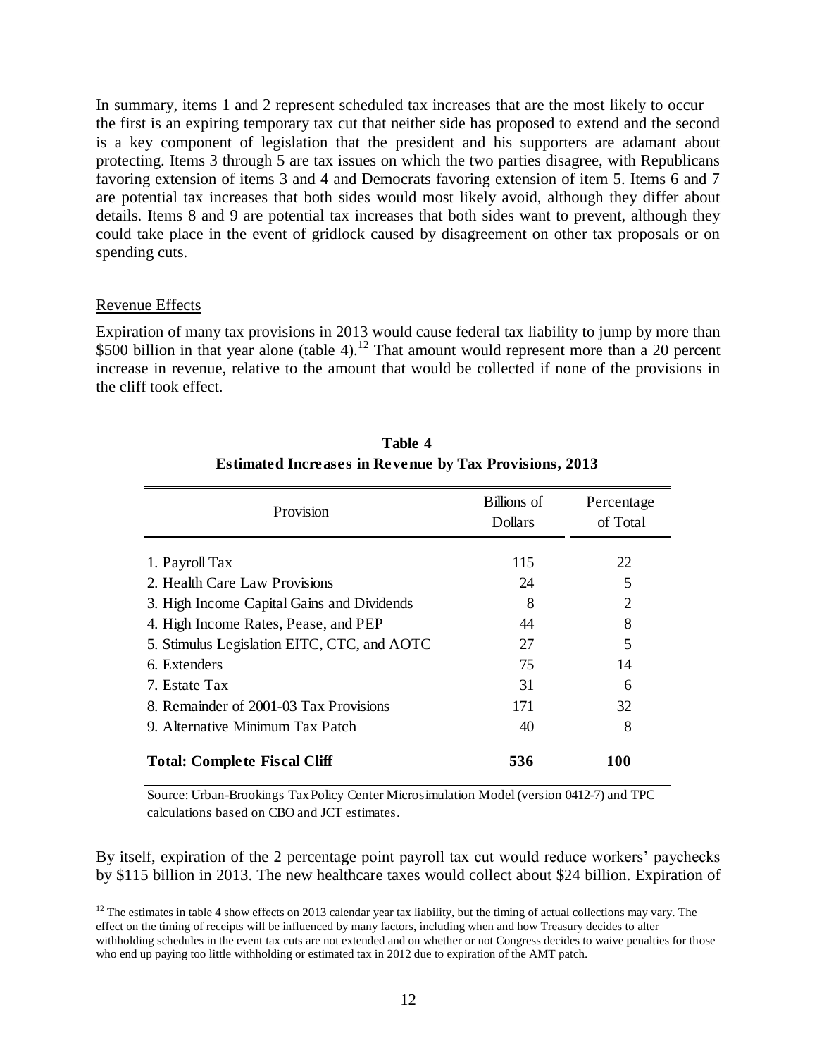In summary, items 1 and 2 represent scheduled tax increases that are the most likely to occur—the first is an expiring temporary tax cut that neither side has proposed to extend and the second is a key component of legislation that the president and his supporters are adamant about protecting. Items 3 through 5 are tax issues on which the two parties disagree, with Republicans favoring extension of items 3 and 4 and Democrats favoring extension of item 5. Items 6 and 7 are potential tax increases that both sides would most likely avoid, although they differ about details. Items 8 and 9 are potential tax increases that both sides want to prevent, although they could take place in the event of gridlock caused by disagreement on other tax proposals or on spending cuts.

## Revenue Effects

Expiration of many tax provisions in 2013 would cause federal tax liability to jump by more than \$500 billion in that year alone (table 4).[12] That amount would represent more than a 20 percent increase in revenue, relative to the amount that would be collected if none of the provisions in the cliff took effect.

**Table 4**
**Estimated Increases in Revenue by Tax Provisions, 2013**

| Provision | Billions of Dollars | Percentage of Total |
|---|---|---|
| 1. Payroll Tax | 115 | 22 |
| 2. Health Care Law Provisions | 24 | 5 |
| 3. High Income Capital Gains and Dividends | 8 | 2 |
| 4. High Income Rates, Pease, and PEP | 44 | 8 |
| 5. Stimulus Legislation EITC, CTC, and AOTC | 27 | 5 |
| 6. Extenders | 75 | 14 |
| 7. Estate Tax | 31 | 6 |
| 8. Remainder of 2001-03 Tax Provisions | 171 | 32 |
| 9. Alternative Minimum Tax Patch | 40 | 8 |
| **Total: Complete Fiscal Cliff** | **536** | **100** |

Source: Urban-Brookings Tax Policy Center Microsimulation Model (version 0412-7) and TPC calculations based on CBO and JCT estimates.

By itself, expiration of the 2 percentage point payroll tax cut would reduce workers' paychecks by \$115 billion in 2013. The new healthcare taxes would collect about \$24 billion. Expiration of

[12] The estimates in table 4 show effects on 2013 calendar year tax liability, but the timing of actual collections may vary. The effect on the timing of receipts will be influenced by many factors, including when and how Treasury decides to alter withholding schedules in the event tax cuts are not extended and on whether or not Congress decides to waive penalties for those who end up paying too little withholding or estimated tax in 2012 due to expiration of the AMT patch.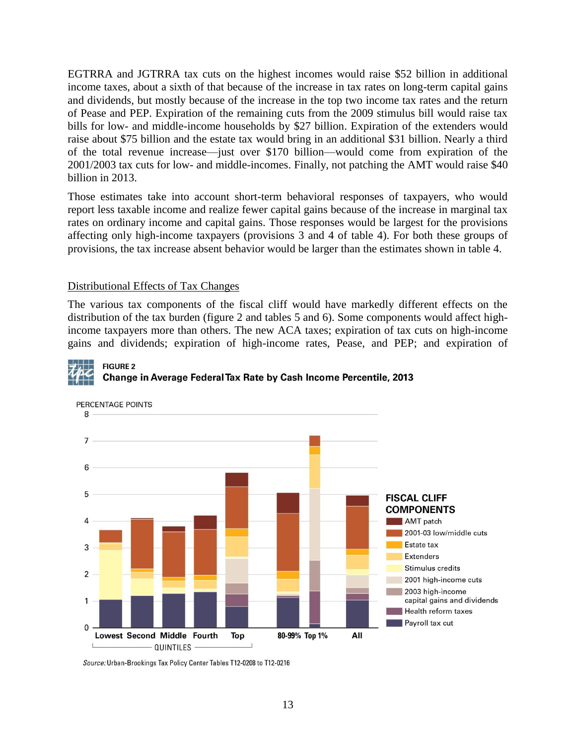EGTRRA and JGTRRA tax cuts on the highest incomes would raise $52 billion in additional income taxes, about a sixth of that because of the increase in tax rates on long-term capital gains and dividends, but mostly because of the increase in the top two income tax rates and the return of Pease and PEP. Expiration of the remaining cuts from the 2009 stimulus bill would raise tax bills for low- and middle-income households by $27 billion. Expiration of the extenders would raise about $75 billion and the estate tax would bring in an additional $31 billion. Nearly a third of the total revenue increase—just over $170 billion—would come from expiration of the 2001/2003 tax cuts for low- and middle-incomes. Finally, not patching the AMT would raise $40 billion in 2013.

Those estimates take into account short-term behavioral responses of taxpayers, who would report less taxable income and realize fewer capital gains because of the increase in marginal tax rates on ordinary income and capital gains. Those responses would be largest for the provisions affecting only high-income taxpayers (provisions 3 and 4 of table 4). For both these groups of provisions, the tax increase absent behavior would be larger than the estimates shown in table 4.

## Distributional Effects of Tax Changes

The various tax components of the fiscal cliff would have markedly different effects on the distribution of the tax burden (figure 2 and tables 5 and 6). Some components would affect high-income taxpayers more than others. The new ACA taxes; expiration of tax cuts on high-income gains and dividends; expiration of high-income rates, Pease, and PEP; and expiration of

**FIGURE 2**
**Change in Average Federal Tax Rate by Cash Income Percentile, 2013**

*Source:* Urban-Brookings Tax Policy Center Tables T12-0208 to T12-0216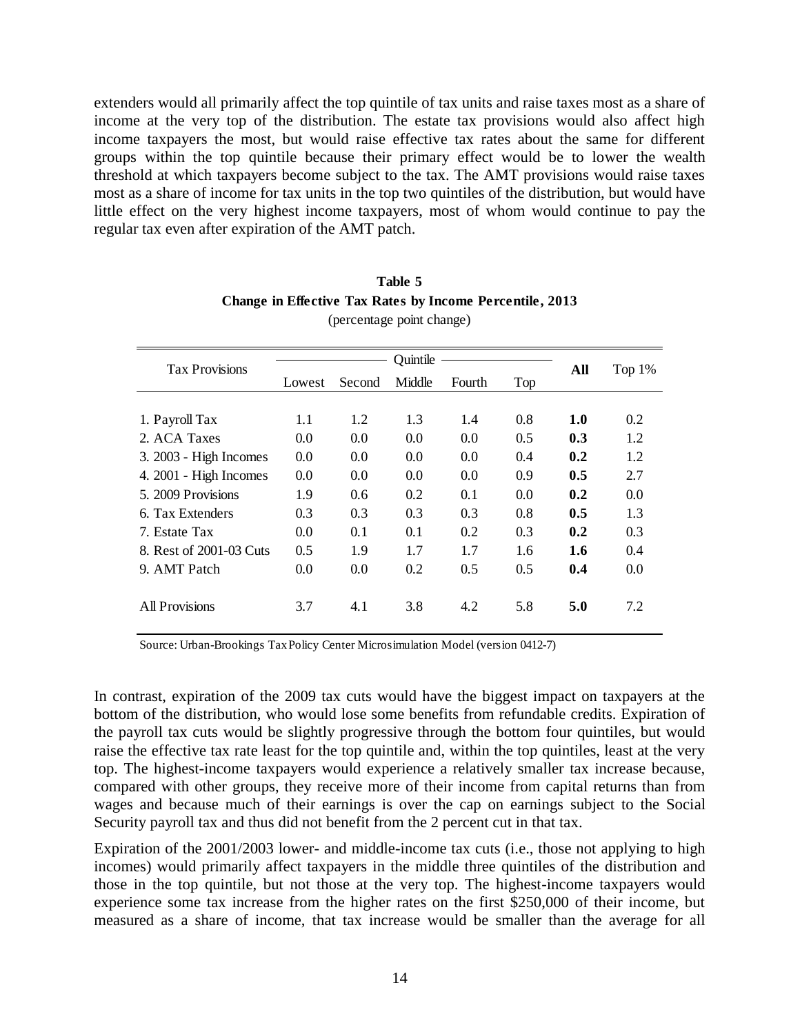extenders would all primarily affect the top quintile of tax units and raise taxes most as a share of income at the very top of the distribution. The estate tax provisions would also affect high income taxpayers the most, but would raise effective tax rates about the same for different groups within the top quintile because their primary effect would be to lower the wealth threshold at which taxpayers become subject to the tax. The AMT provisions would raise taxes most as a share of income for tax units in the top two quintiles of the distribution, but would have little effect on the very highest income taxpayers, most of whom would continue to pay the regular tax even after expiration of the AMT patch.

**Table 5**
**Change in Effective Tax Rates by Income Percentile, 2013**
(percentage point change)

| Tax Provisions | Quintile | | | | | All | Top 1% |
|---|---|---|---|---|---|---|---|
| | Lowest | Second | Middle | Fourth | Top | | |
| 1. Payroll Tax | 1.1 | 1.2 | 1.3 | 1.4 | 0.8 | **1.0** | 0.2 |
| 2. ACA Taxes | 0.0 | 0.0 | 0.0 | 0.0 | 0.5 | **0.3** | 1.2 |
| 3. 2003 - High Incomes | 0.0 | 0.0 | 0.0 | 0.0 | 0.4 | **0.2** | 1.2 |
| 4. 2001 - High Incomes | 0.0 | 0.0 | 0.0 | 0.0 | 0.9 | **0.5** | 2.7 |
| 5. 2009 Provisions | 1.9 | 0.6 | 0.2 | 0.1 | 0.0 | **0.2** | 0.0 |
| 6. Tax Extenders | 0.3 | 0.3 | 0.3 | 0.3 | 0.8 | **0.5** | 1.3 |
| 7. Estate Tax | 0.0 | 0.1 | 0.1 | 0.2 | 0.3 | **0.2** | 0.3 |
| 8. Rest of 2001-03 Cuts | 0.5 | 1.9 | 1.7 | 1.7 | 1.6 | **1.6** | 0.4 |
| 9. AMT Patch | 0.0 | 0.0 | 0.2 | 0.5 | 0.5 | **0.4** | 0.0 |
| All Provisions | 3.7 | 4.1 | 3.8 | 4.2 | 5.8 | **5.0** | 7.2 |

Source: Urban-Brookings Tax Policy Center Microsimulation Model (version 0412-7)

In contrast, expiration of the 2009 tax cuts would have the biggest impact on taxpayers at the bottom of the distribution, who would lose some benefits from refundable credits. Expiration of the payroll tax cuts would be slightly progressive through the bottom four quintiles, but would raise the effective tax rate least for the top quintile and, within the top quintiles, least at the very top. The highest-income taxpayers would experience a relatively smaller tax increase because, compared with other groups, they receive more of their income from capital returns than from wages and because much of their earnings is over the cap on earnings subject to the Social Security payroll tax and thus did not benefit from the 2 percent cut in that tax.

Expiration of the 2001/2003 lower- and middle-income tax cuts (i.e., those not applying to high incomes) would primarily affect taxpayers in the middle three quintiles of the distribution and those in the top quintile, but not those at the very top. The highest-income taxpayers would experience some tax increase from the higher rates on the first $250,000 of their income, but measured as a share of income, that tax increase would be smaller than the average for all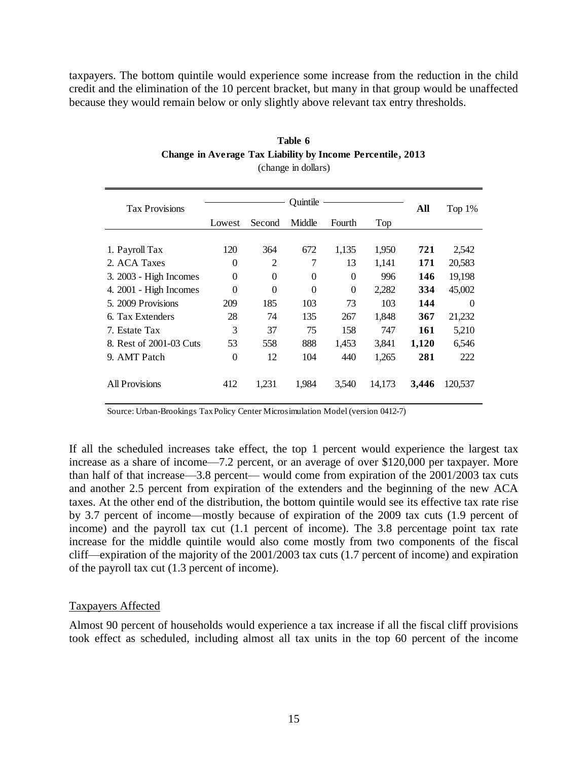taxpayers. The bottom quintile would experience some increase from the reduction in the child credit and the elimination of the 10 percent bracket, but many in that group would be unaffected because they would remain below or only slightly above relevant tax entry thresholds.

**Table 6**
**Change in Average Tax Liability by Income Percentile, 2013**
(change in dollars)

| Tax Provisions | Quintile | | | | | **All** | Top 1% |
|---|---|---|---|---|---|---|---|
| | Lowest | Second | Middle | Fourth | Top | | |
| 1. Payroll Tax | 120 | 364 | 672 | 1,135 | 1,950 | **721** | 2,542 |
| 2. ACA Taxes | 0 | 2 | 7 | 13 | 1,141 | **171** | 20,583 |
| 3. 2003 - High Incomes | 0 | 0 | 0 | 0 | 996 | **146** | 19,198 |
| 4. 2001 - High Incomes | 0 | 0 | 0 | 0 | 2,282 | **334** | 45,002 |
| 5. 2009 Provisions | 209 | 185 | 103 | 73 | 103 | **144** | 0 |
| 6. Tax Extenders | 28 | 74 | 135 | 267 | 1,848 | **367** | 21,232 |
| 7. Estate Tax | 3 | 37 | 75 | 158 | 747 | **161** | 5,210 |
| 8. Rest of 2001-03 Cuts | 53 | 558 | 888 | 1,453 | 3,841 | **1,120** | 6,546 |
| 9. AMT Patch | 0 | 12 | 104 | 440 | 1,265 | **281** | 222 |
| All Provisions | 412 | 1,231 | 1,984 | 3,540 | 14,173 | **3,446** | 120,537 |

Source: Urban-Brookings Tax Policy Center Microsimulation Model (version 0412-7)

If all the scheduled increases take effect, the top 1 percent would experience the largest tax increase as a share of income—7.2 percent, or an average of over $120,000 per taxpayer. More than half of that increase—3.8 percent— would come from expiration of the 2001/2003 tax cuts and another 2.5 percent from expiration of the extenders and the beginning of the new ACA taxes. At the other end of the distribution, the bottom quintile would see its effective tax rate rise by 3.7 percent of income—mostly because of expiration of the 2009 tax cuts (1.9 percent of income) and the payroll tax cut (1.1 percent of income). The 3.8 percentage point tax rate increase for the middle quintile would also come mostly from two components of the fiscal cliff—expiration of the majority of the 2001/2003 tax cuts (1.7 percent of income) and expiration of the payroll tax cut (1.3 percent of income).

Taxpayers Affected

Almost 90 percent of households would experience a tax increase if all the fiscal cliff provisions took effect as scheduled, including almost all tax units in the top 60 percent of the income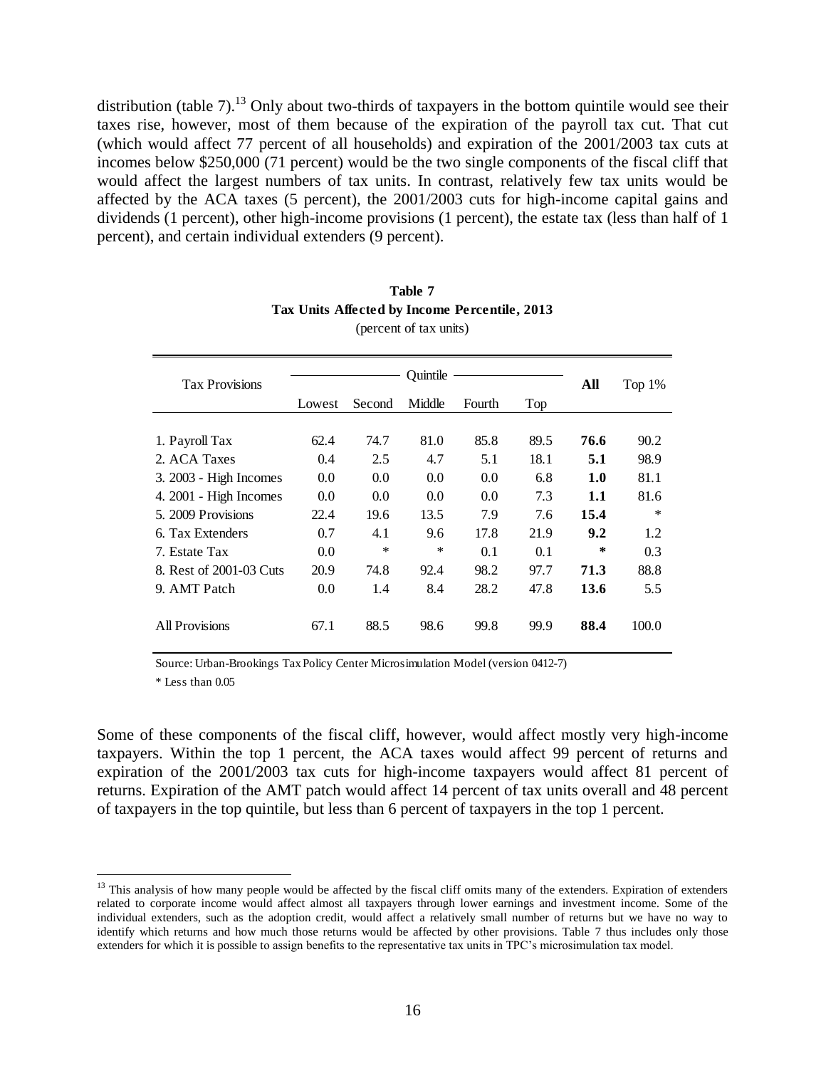distribution (table 7).[13] Only about two-thirds of taxpayers in the bottom quintile would see their taxes rise, however, most of them because of the expiration of the payroll tax cut. That cut (which would affect 77 percent of all households) and expiration of the 2001/2003 tax cuts at incomes below $250,000 (71 percent) would be the two single components of the fiscal cliff that would affect the largest numbers of tax units. In contrast, relatively few tax units would be affected by the ACA taxes (5 percent), the 2001/2003 cuts for high-income capital gains and dividends (1 percent), other high-income provisions (1 percent), the estate tax (less than half of 1 percent), and certain individual extenders (9 percent).

**Table 7**
**Tax Units Affected by Income Percentile, 2013**
(percent of tax units)

| Tax Provisions | Quintile | | | | | All | Top 1% |
|---|---|---|---|---|---|---|---|
| | Lowest | Second | Middle | Fourth | Top | | |
| 1. Payroll Tax | 62.4 | 74.7 | 81.0 | 85.8 | 89.5 | **76.6** | 90.2 |
| 2. ACA Taxes | 0.4 | 2.5 | 4.7 | 5.1 | 18.1 | **5.1** | 98.9 |
| 3. 2003 - High Incomes | 0.0 | 0.0 | 0.0 | 0.0 | 6.8 | **1.0** | 81.1 |
| 4. 2001 - High Incomes | 0.0 | 0.0 | 0.0 | 0.0 | 7.3 | **1.1** | 81.6 |
| 5. 2009 Provisions | 22.4 | 19.6 | 13.5 | 7.9 | 7.6 | **15.4** | * |
| 6. Tax Extenders | 0.7 | 4.1 | 9.6 | 17.8 | 21.9 | **9.2** | 1.2 |
| 7. Estate Tax | 0.0 | * | * | 0.1 | 0.1 | ***** | 0.3 |
| 8. Rest of 2001-03 Cuts | 20.9 | 74.8 | 92.4 | 98.2 | 97.7 | **71.3** | 88.8 |
| 9. AMT Patch | 0.0 | 1.4 | 8.4 | 28.2 | 47.8 | **13.6** | 5.5 |
| All Provisions | 67.1 | 88.5 | 98.6 | 99.8 | 99.9 | **88.4** | 100.0 |

Source: Urban-Brookings Tax Policy Center Microsimulation Model (version 0412-7)

\* Less than 0.05

Some of these components of the fiscal cliff, however, would affect mostly very high-income taxpayers. Within the top 1 percent, the ACA taxes would affect 99 percent of returns and expiration of the 2001/2003 tax cuts for high-income taxpayers would affect 81 percent of returns. Expiration of the AMT patch would affect 14 percent of tax units overall and 48 percent of taxpayers in the top quintile, but less than 6 percent of taxpayers in the top 1 percent.

[13] This analysis of how many people would be affected by the fiscal cliff omits many of the extenders. Expiration of extenders related to corporate income would affect almost all taxpayers through lower earnings and investment income. Some of the individual extenders, such as the adoption credit, would affect a relatively small number of returns but we have no way to identify which returns and how much those returns would be affected by other provisions. Table 7 thus includes only those extenders for which it is possible to assign benefits to the representative tax units in TPC's microsimulation tax model.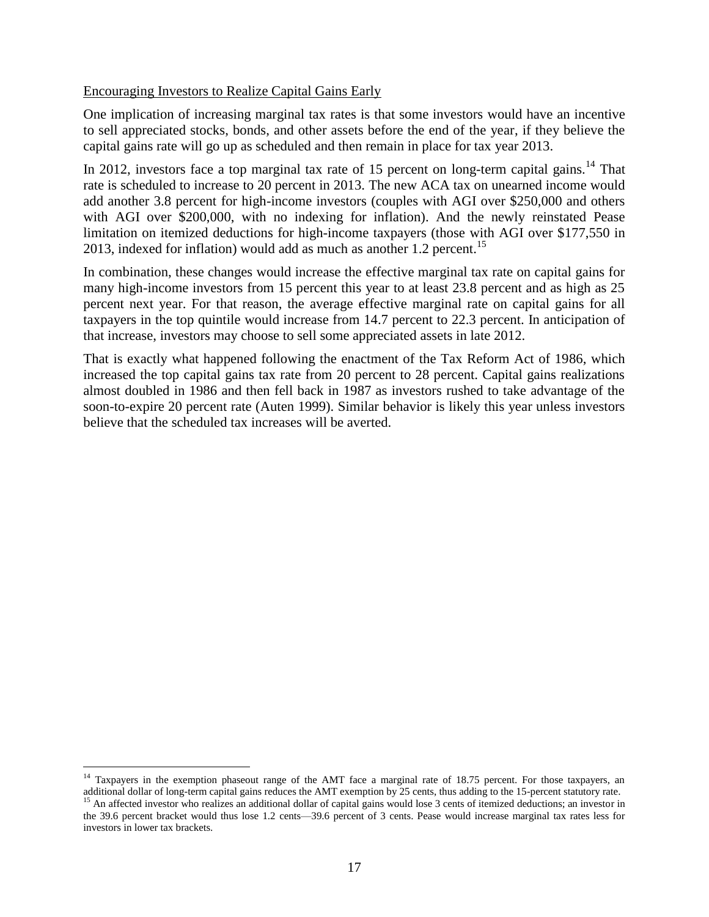Encouraging Investors to Realize Capital Gains Early

One implication of increasing marginal tax rates is that some investors would have an incentive to sell appreciated stocks, bonds, and other assets before the end of the year, if they believe the capital gains rate will go up as scheduled and then remain in place for tax year 2013.

In 2012, investors face a top marginal tax rate of 15 percent on long-term capital gains.[14] That rate is scheduled to increase to 20 percent in 2013. The new ACA tax on unearned income would add another 3.8 percent for high-income investors (couples with AGI over $250,000 and others with AGI over $200,000, with no indexing for inflation). And the newly reinstated Pease limitation on itemized deductions for high-income taxpayers (those with AGI over $177,550 in 2013, indexed for inflation) would add as much as another 1.2 percent.[15]

In combination, these changes would increase the effective marginal tax rate on capital gains for many high-income investors from 15 percent this year to at least 23.8 percent and as high as 25 percent next year. For that reason, the average effective marginal rate on capital gains for all taxpayers in the top quintile would increase from 14.7 percent to 22.3 percent. In anticipation of that increase, investors may choose to sell some appreciated assets in late 2012.

That is exactly what happened following the enactment of the Tax Reform Act of 1986, which increased the top capital gains tax rate from 20 percent to 28 percent. Capital gains realizations almost doubled in 1986 and then fell back in 1987 as investors rushed to take advantage of the soon-to-expire 20 percent rate (Auten 1999). Similar behavior is likely this year unless investors believe that the scheduled tax increases will be averted.

---

[14] Taxpayers in the exemption phaseout range of the AMT face a marginal rate of 18.75 percent. For those taxpayers, an additional dollar of long-term capital gains reduces the AMT exemption by 25 cents, thus adding to the 15-percent statutory rate.

[15] An affected investor who realizes an additional dollar of capital gains would lose 3 cents of itemized deductions; an investor in the 39.6 percent bracket would thus lose 1.2 cents—39.6 percent of 3 cents. Pease would increase marginal tax rates less for investors in lower tax brackets.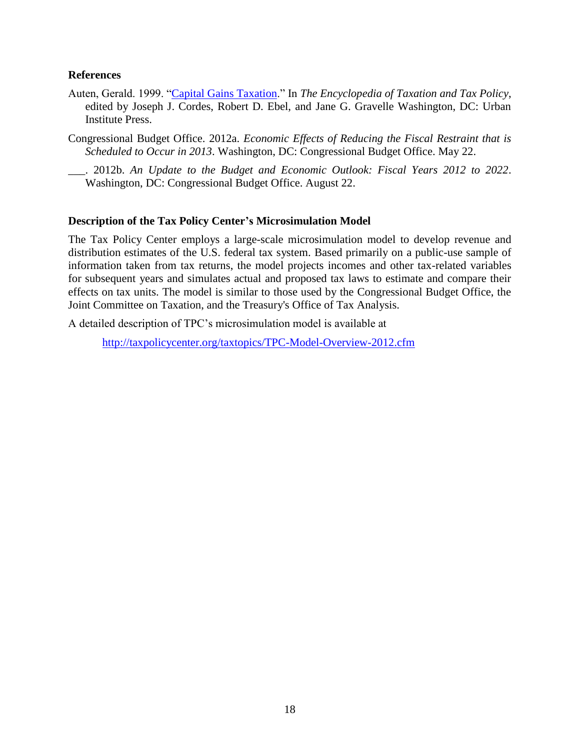## References

Auten, Gerald. 1999. "[Capital Gains Taxation](#)." In *The Encyclopedia of Taxation and Tax Policy*, edited by Joseph J. Cordes, Robert D. Ebel, and Jane G. Gravelle Washington, DC: Urban Institute Press.

Congressional Budget Office. 2012a. *Economic Effects of Reducing the Fiscal Restraint that is Scheduled to Occur in 2013*. Washington, DC: Congressional Budget Office. May 22.

___. 2012b. *An Update to the Budget and Economic Outlook: Fiscal Years 2012 to 2022*. Washington, DC: Congressional Budget Office. August 22.

## Description of the Tax Policy Center's Microsimulation Model

The Tax Policy Center employs a large-scale microsimulation model to develop revenue and distribution estimates of the U.S. federal tax system. Based primarily on a public-use sample of information taken from tax returns, the model projects incomes and other tax-related variables for subsequent years and simulates actual and proposed tax laws to estimate and compare their effects on tax units. The model is similar to those used by the Congressional Budget Office, the Joint Committee on Taxation, and the Treasury's Office of Tax Analysis.

A detailed description of TPC's microsimulation model is available at

http://taxpolicycenter.org/taxtopics/TPC-Model-Overview-2012.cfm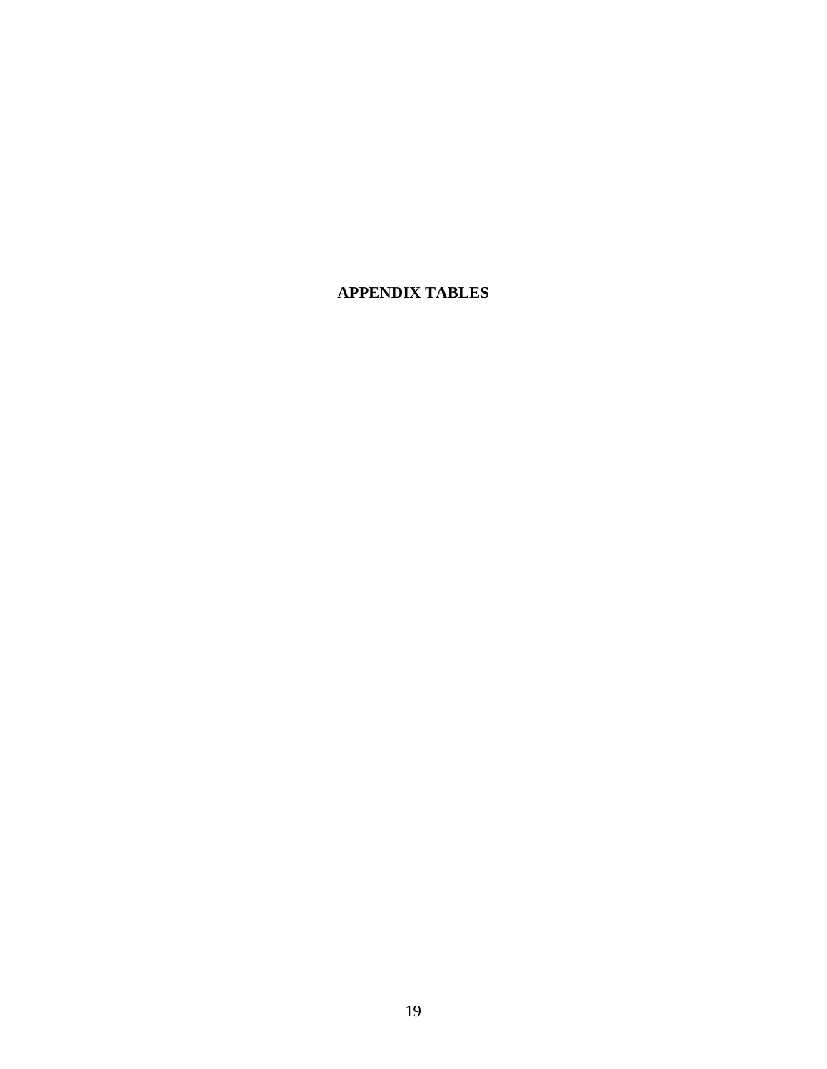# APPENDIX TABLES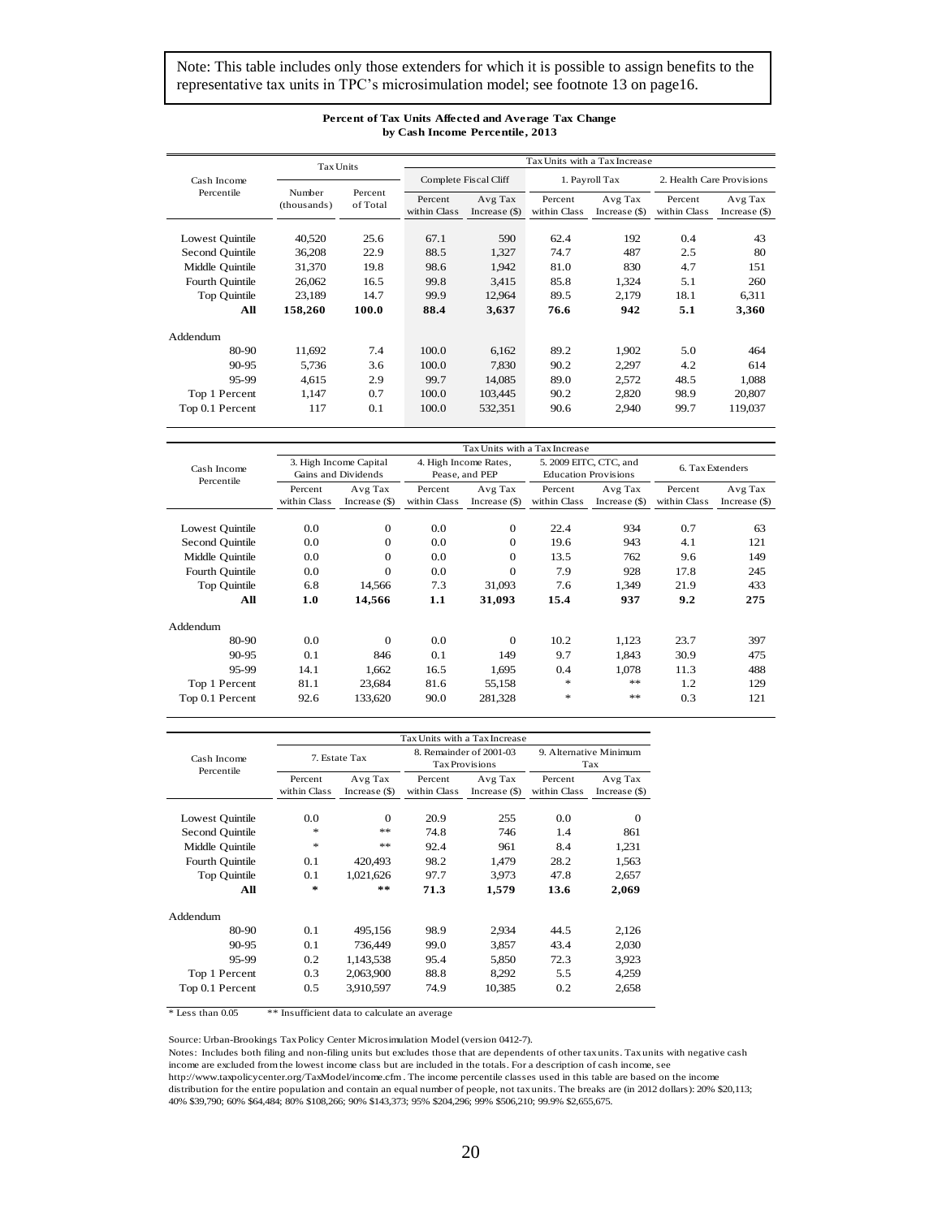Note: This table includes only those extenders for which it is possible to assign benefits to the representative tax units in TPC's microsimulation model; see footnote 13 on page16.

**Percent of Tax Units Affected and Average Tax Change by Cash Income Percentile, 2013**

| Cash Income Percentile | Tax Units | | Tax Units with a Tax Increase | | | | | |
|---|---|---|---|---|---|---|---|---|
| | | | Complete Fiscal Cliff | | 1. Payroll Tax | | 2. Health Care Provisions | |
| | Number (thousands) | Percent of Total | Percent within Class | Avg Tax Increase ($) | Percent within Class | Avg Tax Increase ($) | Percent within Class | Avg Tax Increase ($) |
| Lowest Quintile | 40,520 | 25.6 | 67.1 | 590 | 62.4 | 192 | 0.4 | 43 |
| Second Quintile | 36,208 | 22.9 | 88.5 | 1,327 | 74.7 | 487 | 2.5 | 80 |
| Middle Quintile | 31,370 | 19.8 | 98.6 | 1,942 | 81.0 | 830 | 4.7 | 151 |
| Fourth Quintile | 26,062 | 16.5 | 99.8 | 3,415 | 85.8 | 1,324 | 5.1 | 260 |
| Top Quintile | 23,189 | 14.7 | 99.9 | 12,964 | 89.5 | 2,179 | 18.1 | 6,311 |
| **All** | **158,260** | **100.0** | **88.4** | **3,637** | **76.6** | **942** | **5.1** | **3,360** |
| Addendum | | | | | | | | |
| 80-90 | 11,692 | 7.4 | 100.0 | 6,162 | 89.2 | 1,902 | 5.0 | 464 |
| 90-95 | 5,736 | 3.6 | 100.0 | 7,830 | 90.2 | 2,297 | 4.2 | 614 |
| 95-99 | 4,615 | 2.9 | 99.7 | 14,085 | 89.0 | 2,572 | 48.5 | 1,088 |
| Top 1 Percent | 1,147 | 0.7 | 100.0 | 103,445 | 90.2 | 2,820 | 98.9 | 20,807 |
| Top 0.1 Percent | 117 | 0.1 | 100.0 | 532,351 | 90.6 | 2,940 | 99.7 | 119,037 |

| Cash Income Percentile | Tax Units with a Tax Increase | | | | | | | |
|---|---|---|---|---|---|---|---|---|
| | 3. High Income Capital Gains and Dividends | | 4. High Income Rates, Pease, and PEP | | 5. 2009 EITC, CTC, and Education Provisions | | 6. Tax Extenders | |
| | Percent within Class | Avg Tax Increase ($) | Percent within Class | Avg Tax Increase ($) | Percent within Class | Avg Tax Increase ($) | Percent within Class | Avg Tax Increase ($) |
| Lowest Quintile | 0.0 | 0 | 0.0 | 0 | 22.4 | 934 | 0.7 | 63 |
| Second Quintile | 0.0 | 0 | 0.0 | 0 | 19.6 | 943 | 4.1 | 121 |
| Middle Quintile | 0.0 | 0 | 0.0 | 0 | 13.5 | 762 | 9.6 | 149 |
| Fourth Quintile | 0.0 | 0 | 0.0 | 0 | 7.9 | 928 | 17.8 | 245 |
| Top Quintile | 6.8 | 14,566 | 7.3 | 31,093 | 7.6 | 1,349 | 21.9 | 433 |
| **All** | **1.0** | **14,566** | **1.1** | **31,093** | **15.4** | **937** | **9.2** | **275** |
| Addendum | | | | | | | | |
| 80-90 | 0.0 | 0 | 0.0 | 0 | 10.2 | 1,123 | 23.7 | 397 |
| 90-95 | 0.1 | 846 | 0.1 | 149 | 9.7 | 1,843 | 30.9 | 475 |
| 95-99 | 14.1 | 1,662 | 16.5 | 1,695 | 0.4 | 1,078 | 11.3 | 488 |
| Top 1 Percent | 81.1 | 23,684 | 81.6 | 55,158 | * | ** | 1.2 | 129 |
| Top 0.1 Percent | 92.6 | 133,620 | 90.0 | 281,328 | * | ** | 0.3 | 121 |

| Cash Income Percentile | Tax Units with a Tax Increase | | | | | |
|---|---|---|---|---|---|---|
| | 7. Estate Tax | | 8. Remainder of 2001-03 Tax Provisions | | 9. Alternative Minimum Tax | |
| | Percent within Class | Avg Tax Increase ($) | Percent within Class | Avg Tax Increase ($) | Percent within Class | Avg Tax Increase ($) |
| Lowest Quintile | 0.0 | 0 | 20.9 | 255 | 0.0 | 0 |
| Second Quintile | * | ** | 74.8 | 746 | 1.4 | 861 |
| Middle Quintile | * | ** | 92.4 | 961 | 8.4 | 1,231 |
| Fourth Quintile | 0.1 | 420,493 | 98.2 | 1,479 | 28.2 | 1,563 |
| Top Quintile | 0.1 | 1,021,626 | 97.7 | 3,973 | 47.8 | 2,657 |
| **All** | * | ** | **71.3** | **1,579** | **13.6** | **2,069** |
| Addendum | | | | | | |
| 80-90 | 0.1 | 495,156 | 98.9 | 2,934 | 44.5 | 2,126 |
| 90-95 | 0.1 | 736,449 | 99.0 | 3,857 | 43.4 | 2,030 |
| 95-99 | 0.2 | 1,143,538 | 95.4 | 5,850 | 72.3 | 3,923 |
| Top 1 Percent | 0.3 | 2,063,900 | 88.8 | 8,292 | 5.5 | 4,259 |
| Top 0.1 Percent | 0.5 | 3,910,597 | 74.9 | 10,385 | 0.2 | 2,658 |

\* Less than 0.05 &nbsp;&nbsp;&nbsp; ** Insufficient data to calculate an average

Source: Urban-Brookings Tax Policy Center Microsimulation Model (version 0412-7).

Notes: Includes both filing and non-filing units but excludes those that are dependents of other tax units. Tax units with negative cash income are excluded from the lowest income class but are included in the totals. For a description of cash income, see http://www.taxpolicycenter.org/TaxModel/income.cfm. The income percentile classes used in this table are based on the income distribution for the entire population and contain an equal number of people, not tax units. The breaks are (in 2012 dollars): 20% $20,113; 40% $39,790; 60% $64,484; 80% $108,266; 90% $143,373; 95% $204,296; 99% $506,210; 99.9% $2,655,675.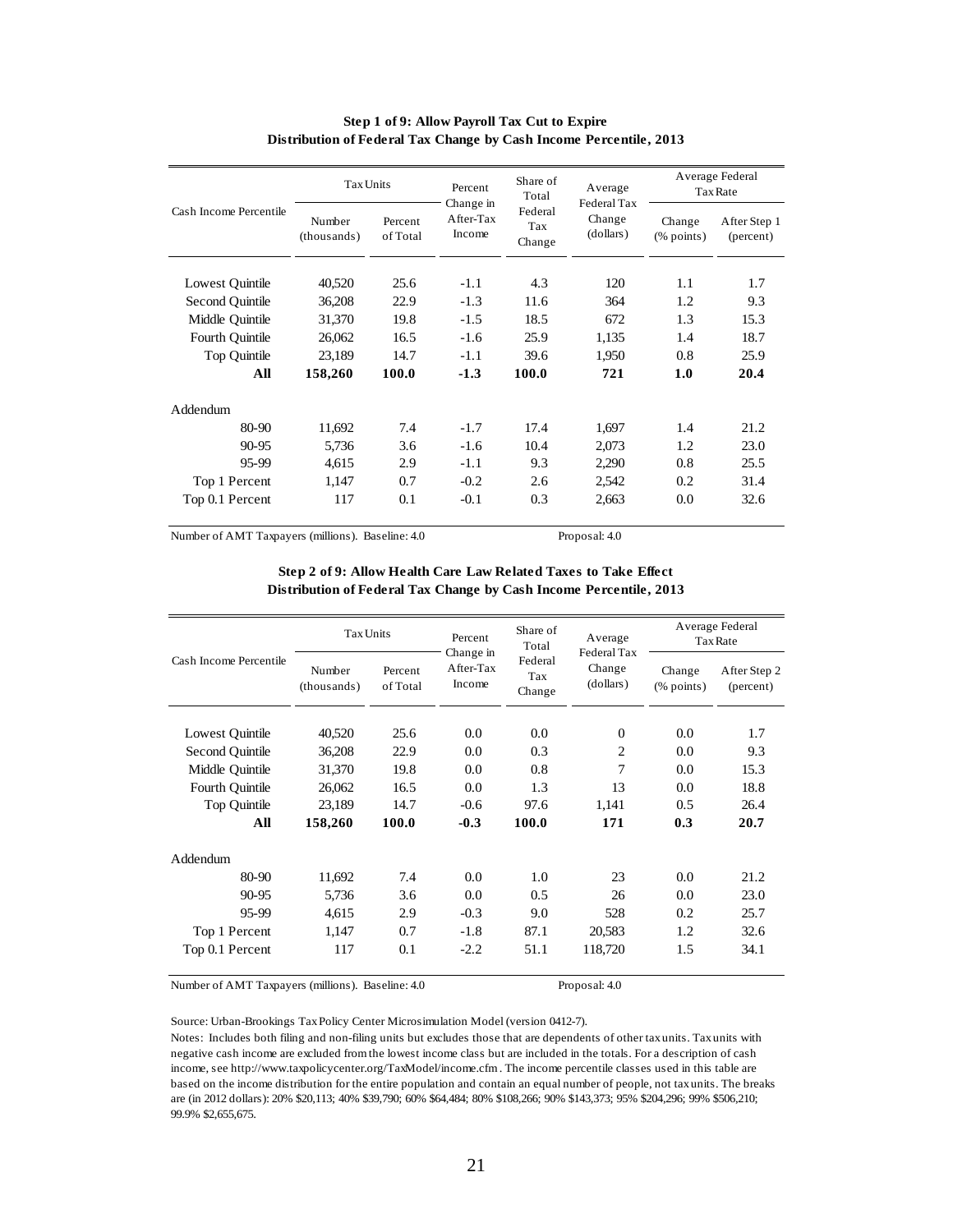**Step 1 of 9: Allow Payroll Tax Cut to Expire**
**Distribution of Federal Tax Change by Cash Income Percentile, 2013**

| Cash Income Percentile | Tax Units | | Percent Change in After-Tax Income | Share of Total Federal Tax Change | Average Federal Tax Change (dollars) | Average Federal Tax Rate | |
|---|---|---|---|---|---|---|---|
| | Number (thousands) | Percent of Total | | | | Change (% points) | After Step 1 (percent) |
| Lowest Quintile | 40,520 | 25.6 | -1.1 | 4.3 | 120 | 1.1 | 1.7 |
| Second Quintile | 36,208 | 22.9 | -1.3 | 11.6 | 364 | 1.2 | 9.3 |
| Middle Quintile | 31,370 | 19.8 | -1.5 | 18.5 | 672 | 1.3 | 15.3 |
| Fourth Quintile | 26,062 | 16.5 | -1.6 | 25.9 | 1,135 | 1.4 | 18.7 |
| Top Quintile | 23,189 | 14.7 | -1.1 | 39.6 | 1,950 | 0.8 | 25.9 |
| **All** | **158,260** | **100.0** | **-1.3** | **100.0** | **721** | **1.0** | **20.4** |
| Addendum | | | | | | | |
| 80-90 | 11,692 | 7.4 | -1.7 | 17.4 | 1,697 | 1.4 | 21.2 |
| 90-95 | 5,736 | 3.6 | -1.6 | 10.4 | 2,073 | 1.2 | 23.0 |
| 95-99 | 4,615 | 2.9 | -1.1 | 9.3 | 2,290 | 0.8 | 25.5 |
| Top 1 Percent | 1,147 | 0.7 | -0.2 | 2.6 | 2,542 | 0.2 | 31.4 |
| Top 0.1 Percent | 117 | 0.1 | -0.1 | 0.3 | 2,663 | 0.0 | 32.6 |

Number of AMT Taxpayers (millions). Baseline: 4.0 Proposal: 4.0

**Step 2 of 9: Allow Health Care Law Related Taxes to Take Effect**
**Distribution of Federal Tax Change by Cash Income Percentile, 2013**

| Cash Income Percentile | Tax Units | | Percent Change in After-Tax Income | Share of Total Federal Tax Change | Average Federal Tax Change (dollars) | Average Federal Tax Rate | |
|---|---|---|---|---|---|---|---|
| | Number (thousands) | Percent of Total | | | | Change (% points) | After Step 2 (percent) |
| Lowest Quintile | 40,520 | 25.6 | 0.0 | 0.0 | 0 | 0.0 | 1.7 |
| Second Quintile | 36,208 | 22.9 | 0.0 | 0.3 | 2 | 0.0 | 9.3 |
| Middle Quintile | 31,370 | 19.8 | 0.0 | 0.8 | 7 | 0.0 | 15.3 |
| Fourth Quintile | 26,062 | 16.5 | 0.0 | 1.3 | 13 | 0.0 | 18.8 |
| Top Quintile | 23,189 | 14.7 | -0.6 | 97.6 | 1,141 | 0.5 | 26.4 |
| **All** | **158,260** | **100.0** | **-0.3** | **100.0** | **171** | **0.3** | **20.7** |
| Addendum | | | | | | | |
| 80-90 | 11,692 | 7.4 | 0.0 | 1.0 | 23 | 0.0 | 21.2 |
| 90-95 | 5,736 | 3.6 | 0.0 | 0.5 | 26 | 0.0 | 23.0 |
| 95-99 | 4,615 | 2.9 | -0.3 | 9.0 | 528 | 0.2 | 25.7 |
| Top 1 Percent | 1,147 | 0.7 | -1.8 | 87.1 | 20,583 | 1.2 | 32.6 |
| Top 0.1 Percent | 117 | 0.1 | -2.2 | 51.1 | 118,720 | 1.5 | 34.1 |

Number of AMT Taxpayers (millions). Baseline: 4.0 Proposal: 4.0

Source: Urban-Brookings Tax Policy Center Microsimulation Model (version 0412-7).

Notes: Includes both filing and non-filing units but excludes those that are dependents of other tax units. Tax units with negative cash income are excluded from the lowest income class but are included in the totals. For a description of cash income, see http://www.taxpolicycenter.org/TaxModel/income.cfm . The income percentile classes used in this table are based on the income distribution for the entire population and contain an equal number of people, not tax units. The breaks are (in 2012 dollars): 20% $20,113; 40% $39,790; 60% $64,484; 80% $108,266; 90% $143,373; 95% $204,296; 99% $506,210; 99.9% $2,655,675.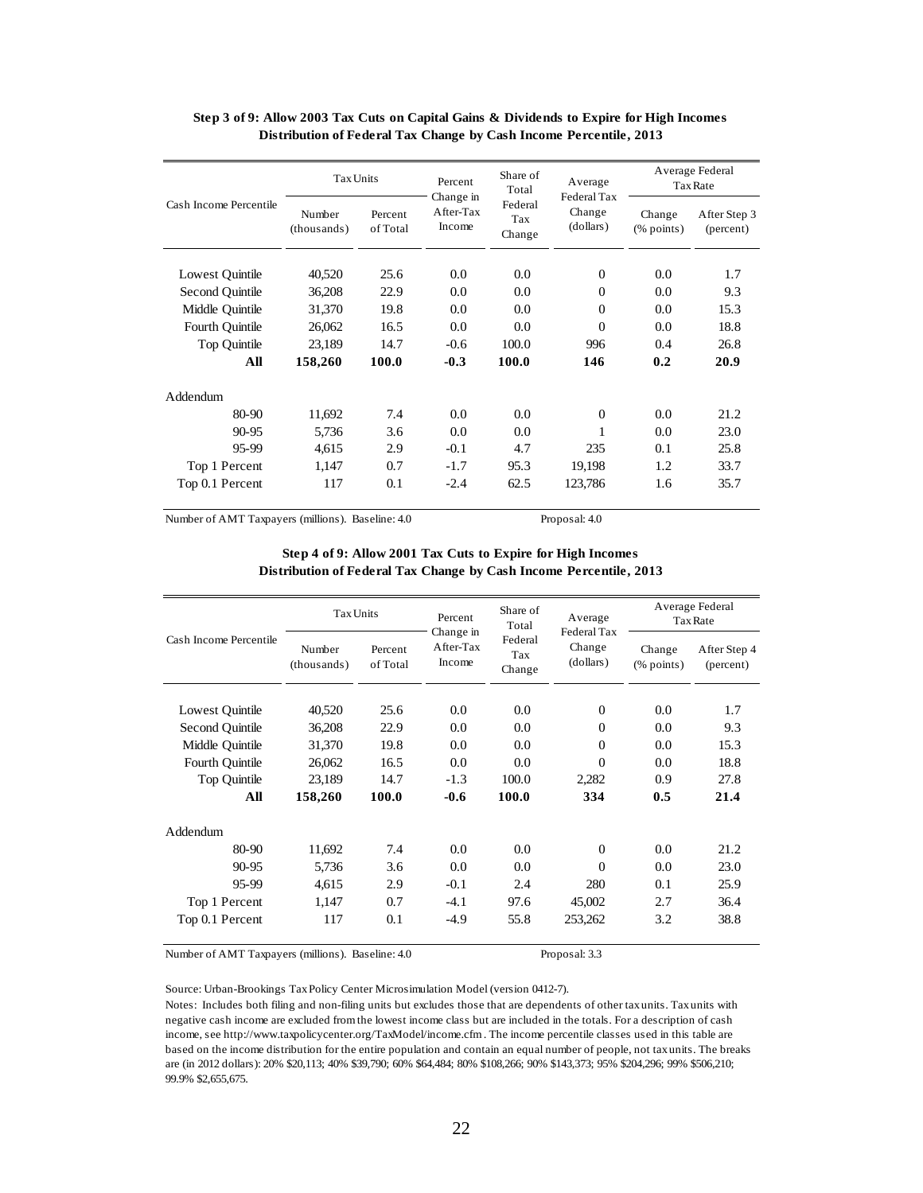**Step 3 of 9: Allow 2003 Tax Cuts on Capital Gains & Dividends to Expire for High Incomes**
**Distribution of Federal Tax Change by Cash Income Percentile, 2013**

| Cash Income Percentile | Tax Units | | Percent Change in After-Tax Income | Share of Total Federal Tax Change | Average Federal Tax Change (dollars) | Average Federal Tax Rate | |
|---|---|---|---|---|---|---|---|
| | Number (thousands) | Percent of Total | | | | Change (% points) | After Step 3 (percent) |
| Lowest Quintile | 40,520 | 25.6 | 0.0 | 0.0 | 0 | 0.0 | 1.7 |
| Second Quintile | 36,208 | 22.9 | 0.0 | 0.0 | 0 | 0.0 | 9.3 |
| Middle Quintile | 31,370 | 19.8 | 0.0 | 0.0 | 0 | 0.0 | 15.3 |
| Fourth Quintile | 26,062 | 16.5 | 0.0 | 0.0 | 0 | 0.0 | 18.8 |
| Top Quintile | 23,189 | 14.7 | -0.6 | 100.0 | 996 | 0.4 | 26.8 |
| **All** | **158,260** | **100.0** | **-0.3** | **100.0** | **146** | **0.2** | **20.9** |
| Addendum | | | | | | | |
| 80-90 | 11,692 | 7.4 | 0.0 | 0.0 | 0 | 0.0 | 21.2 |
| 90-95 | 5,736 | 3.6 | 0.0 | 0.0 | 1 | 0.0 | 23.0 |
| 95-99 | 4,615 | 2.9 | -0.1 | 4.7 | 235 | 0.1 | 25.8 |
| Top 1 Percent | 1,147 | 0.7 | -1.7 | 95.3 | 19,198 | 1.2 | 33.7 |
| Top 0.1 Percent | 117 | 0.1 | -2.4 | 62.5 | 123,786 | 1.6 | 35.7 |

Number of AMT Taxpayers (millions). Baseline: 4.0 Proposal: 4.0

**Step 4 of 9: Allow 2001 Tax Cuts to Expire for High Incomes**
**Distribution of Federal Tax Change by Cash Income Percentile, 2013**

| Cash Income Percentile | Tax Units | | Percent Change in After-Tax Income | Share of Total Federal Tax Change | Average Federal Tax Change (dollars) | Average Federal Tax Rate | |
|---|---|---|---|---|---|---|---|
| | Number (thousands) | Percent of Total | | | | Change (% points) | After Step 4 (percent) |
| Lowest Quintile | 40,520 | 25.6 | 0.0 | 0.0 | 0 | 0.0 | 1.7 |
| Second Quintile | 36,208 | 22.9 | 0.0 | 0.0 | 0 | 0.0 | 9.3 |
| Middle Quintile | 31,370 | 19.8 | 0.0 | 0.0 | 0 | 0.0 | 15.3 |
| Fourth Quintile | 26,062 | 16.5 | 0.0 | 0.0 | 0 | 0.0 | 18.8 |
| Top Quintile | 23,189 | 14.7 | -1.3 | 100.0 | 2,282 | 0.9 | 27.8 |
| **All** | **158,260** | **100.0** | **-0.6** | **100.0** | **334** | **0.5** | **21.4** |
| Addendum | | | | | | | |
| 80-90 | 11,692 | 7.4 | 0.0 | 0.0 | 0 | 0.0 | 21.2 |
| 90-95 | 5,736 | 3.6 | 0.0 | 0.0 | 0 | 0.0 | 23.0 |
| 95-99 | 4,615 | 2.9 | -0.1 | 2.4 | 280 | 0.1 | 25.9 |
| Top 1 Percent | 1,147 | 0.7 | -4.1 | 97.6 | 45,002 | 2.7 | 36.4 |
| Top 0.1 Percent | 117 | 0.1 | -4.9 | 55.8 | 253,262 | 3.2 | 38.8 |

Number of AMT Taxpayers (millions). Baseline: 4.0 Proposal: 3.3

Source: Urban-Brookings Tax Policy Center Microsimulation Model (version 0412-7).

Notes: Includes both filing and non-filing units but excludes those that are dependents of other tax units. Tax units with negative cash income are excluded from the lowest income class but are included in the totals. For a description of cash income, see http://www.taxpolicycenter.org/TaxModel/income.cfm. The income percentile classes used in this table are based on the income distribution for the entire population and contain an equal number of people, not tax units. The breaks are (in 2012 dollars): 20% $20,113; 40% $39,790; 60% $64,484; 80% $108,266; 90% $143,373; 95% $204,296; 99% $506,210; 99.9% $2,655,675.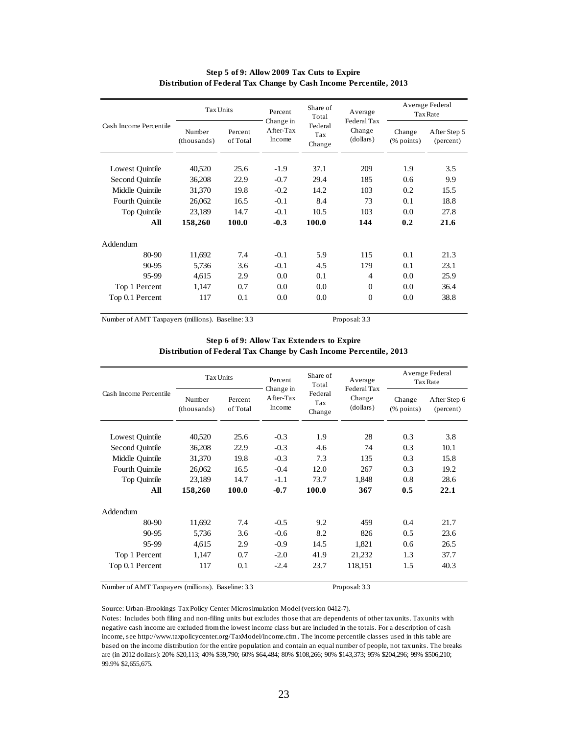**Step 5 of 9: Allow 2009 Tax Cuts to Expire**
**Distribution of Federal Tax Change by Cash Income Percentile, 2013**

| Cash Income Percentile | Tax Units | | Percent Change in After-Tax Income | Share of Total Federal Tax Change | Average Federal Tax Change (dollars) | Average Federal Tax Rate | |
|---|---|---|---|---|---|---|---|
| | Number (thousands) | Percent of Total | | | | Change (% points) | After Step 5 (percent) |
| Lowest Quintile | 40,520 | 25.6 | -1.9 | 37.1 | 209 | 1.9 | 3.5 |
| Second Quintile | 36,208 | 22.9 | -0.7 | 29.4 | 185 | 0.6 | 9.9 |
| Middle Quintile | 31,370 | 19.8 | -0.2 | 14.2 | 103 | 0.2 | 15.5 |
| Fourth Quintile | 26,062 | 16.5 | -0.1 | 8.4 | 73 | 0.1 | 18.8 |
| Top Quintile | 23,189 | 14.7 | -0.1 | 10.5 | 103 | 0.0 | 27.8 |
| **All** | **158,260** | **100.0** | **-0.3** | **100.0** | **144** | **0.2** | **21.6** |
| Addendum | | | | | | | |
| 80-90 | 11,692 | 7.4 | -0.1 | 5.9 | 115 | 0.1 | 21.3 |
| 90-95 | 5,736 | 3.6 | -0.1 | 4.5 | 179 | 0.1 | 23.1 |
| 95-99 | 4,615 | 2.9 | 0.0 | 0.1 | 4 | 0.0 | 25.9 |
| Top 1 Percent | 1,147 | 0.7 | 0.0 | 0.0 | 0 | 0.0 | 36.4 |
| Top 0.1 Percent | 117 | 0.1 | 0.0 | 0.0 | 0 | 0.0 | 38.8 |

Number of AMT Taxpayers (millions). Baseline: 3.3 Proposal: 3.3

**Step 6 of 9: Allow Tax Extenders to Expire**
**Distribution of Federal Tax Change by Cash Income Percentile, 2013**

| Cash Income Percentile | Tax Units | | Percent Change in After-Tax Income | Share of Total Federal Tax Change | Average Federal Tax Change (dollars) | Average Federal Tax Rate | |
|---|---|---|---|---|---|---|---|
| | Number (thousands) | Percent of Total | | | | Change (% points) | After Step 6 (percent) |
| Lowest Quintile | 40,520 | 25.6 | -0.3 | 1.9 | 28 | 0.3 | 3.8 |
| Second Quintile | 36,208 | 22.9 | -0.3 | 4.6 | 74 | 0.3 | 10.1 |
| Middle Quintile | 31,370 | 19.8 | -0.3 | 7.3 | 135 | 0.3 | 15.8 |
| Fourth Quintile | 26,062 | 16.5 | -0.4 | 12.0 | 267 | 0.3 | 19.2 |
| Top Quintile | 23,189 | 14.7 | -1.1 | 73.7 | 1,848 | 0.8 | 28.6 |
| **All** | **158,260** | **100.0** | **-0.7** | **100.0** | **367** | **0.5** | **22.1** |
| Addendum | | | | | | | |
| 80-90 | 11,692 | 7.4 | -0.5 | 9.2 | 459 | 0.4 | 21.7 |
| 90-95 | 5,736 | 3.6 | -0.6 | 8.2 | 826 | 0.5 | 23.6 |
| 95-99 | 4,615 | 2.9 | -0.9 | 14.5 | 1,821 | 0.6 | 26.5 |
| Top 1 Percent | 1,147 | 0.7 | -2.0 | 41.9 | 21,232 | 1.3 | 37.7 |
| Top 0.1 Percent | 117 | 0.1 | -2.4 | 23.7 | 118,151 | 1.5 | 40.3 |

Number of AMT Taxpayers (millions). Baseline: 3.3 Proposal: 3.3

Source: Urban-Brookings Tax Policy Center Microsimulation Model (version 0412-7).

Notes: Includes both filing and non-filing units but excludes those that are dependents of other tax units. Tax units with negative cash income are excluded from the lowest income class but are included in the totals. For a description of cash income, see http://www.taxpolicycenter.org/TaxModel/income.cfm . The income percentile classes used in this table are based on the income distribution for the entire population and contain an equal number of people, not tax units. The breaks are (in 2012 dollars): 20% $20,113; 40% $39,790; 60% $64,484; 80% $108,266; 90% $143,373; 95% $204,296; 99% $506,210; 99.9% $2,655,675.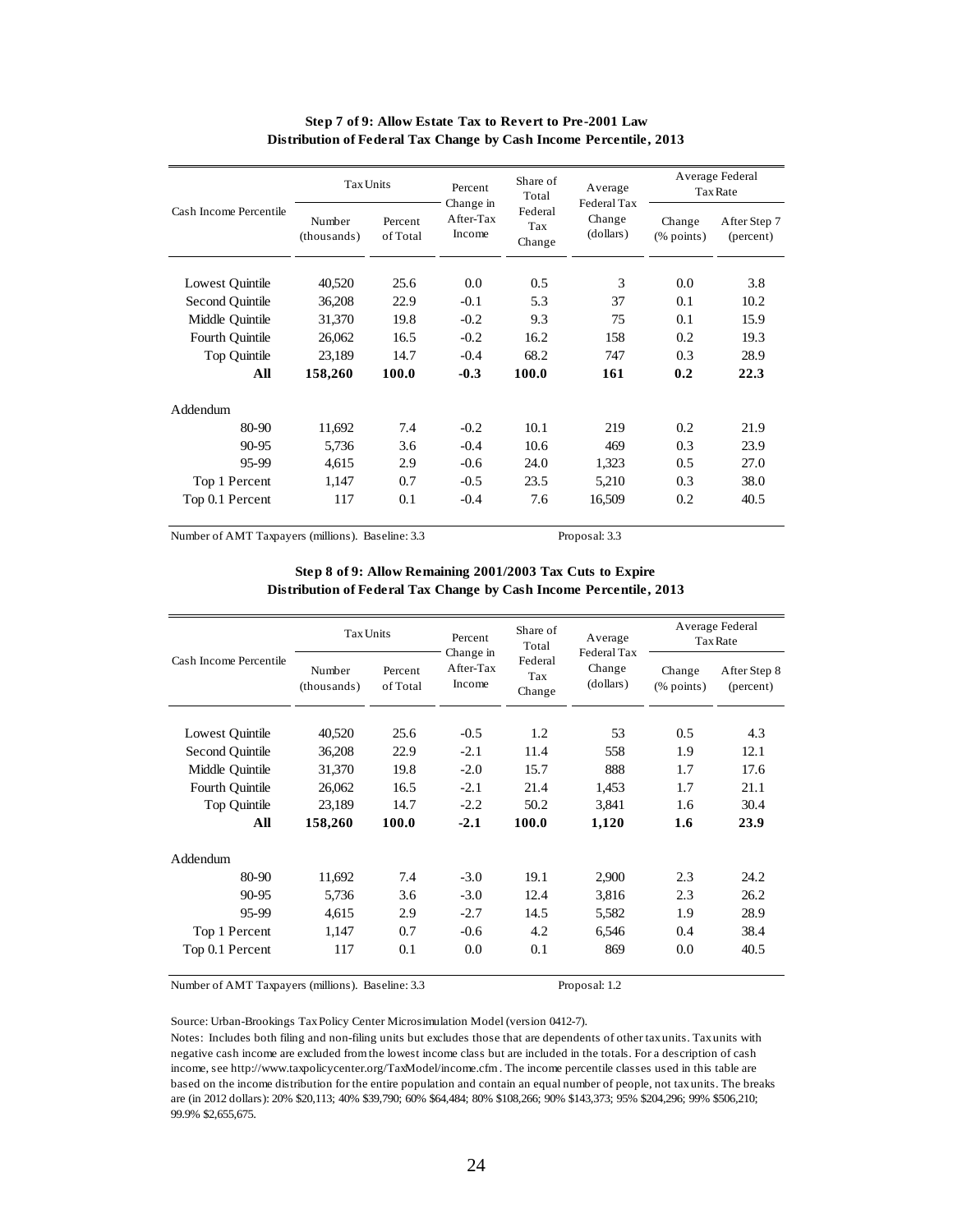**Step 7 of 9: Allow Estate Tax to Revert to Pre-2001 Law**
**Distribution of Federal Tax Change by Cash Income Percentile, 2013**

| Cash Income Percentile | Tax Units | | Percent Change in After-Tax Income | Share of Total Federal Tax Change | Average Federal Tax Change (dollars) | Average Federal Tax Rate | |
|---|---|---|---|---|---|---|---|
| | Number (thousands) | Percent of Total | | | | Change (% points) | After Step 7 (percent) |
| Lowest Quintile | 40,520 | 25.6 | 0.0 | 0.5 | 3 | 0.0 | 3.8 |
| Second Quintile | 36,208 | 22.9 | -0.1 | 5.3 | 37 | 0.1 | 10.2 |
| Middle Quintile | 31,370 | 19.8 | -0.2 | 9.3 | 75 | 0.1 | 15.9 |
| Fourth Quintile | 26,062 | 16.5 | -0.2 | 16.2 | 158 | 0.2 | 19.3 |
| Top Quintile | 23,189 | 14.7 | -0.4 | 68.2 | 747 | 0.3 | 28.9 |
| **All** | **158,260** | **100.0** | **-0.3** | **100.0** | **161** | **0.2** | **22.3** |
| Addendum | | | | | | | |
| 80-90 | 11,692 | 7.4 | -0.2 | 10.1 | 219 | 0.2 | 21.9 |
| 90-95 | 5,736 | 3.6 | -0.4 | 10.6 | 469 | 0.3 | 23.9 |
| 95-99 | 4,615 | 2.9 | -0.6 | 24.0 | 1,323 | 0.5 | 27.0 |
| Top 1 Percent | 1,147 | 0.7 | -0.5 | 23.5 | 5,210 | 0.3 | 38.0 |
| Top 0.1 Percent | 117 | 0.1 | -0.4 | 7.6 | 16,509 | 0.2 | 40.5 |

Number of AMT Taxpayers (millions). Baseline: 3.3 Proposal: 3.3

**Step 8 of 9: Allow Remaining 2001/2003 Tax Cuts to Expire**
**Distribution of Federal Tax Change by Cash Income Percentile, 2013**

| Cash Income Percentile | Tax Units | | Percent Change in After-Tax Income | Share of Total Federal Tax Change | Average Federal Tax Change (dollars) | Average Federal Tax Rate | |
|---|---|---|---|---|---|---|---|
| | Number (thousands) | Percent of Total | | | | Change (% points) | After Step 8 (percent) |
| Lowest Quintile | 40,520 | 25.6 | -0.5 | 1.2 | 53 | 0.5 | 4.3 |
| Second Quintile | 36,208 | 22.9 | -2.1 | 11.4 | 558 | 1.9 | 12.1 |
| Middle Quintile | 31,370 | 19.8 | -2.0 | 15.7 | 888 | 1.7 | 17.6 |
| Fourth Quintile | 26,062 | 16.5 | -2.1 | 21.4 | 1,453 | 1.7 | 21.1 |
| Top Quintile | 23,189 | 14.7 | -2.2 | 50.2 | 3,841 | 1.6 | 30.4 |
| **All** | **158,260** | **100.0** | **-2.1** | **100.0** | **1,120** | **1.6** | **23.9** |
| Addendum | | | | | | | |
| 80-90 | 11,692 | 7.4 | -3.0 | 19.1 | 2,900 | 2.3 | 24.2 |
| 90-95 | 5,736 | 3.6 | -3.0 | 12.4 | 3,816 | 2.3 | 26.2 |
| 95-99 | 4,615 | 2.9 | -2.7 | 14.5 | 5,582 | 1.9 | 28.9 |
| Top 1 Percent | 1,147 | 0.7 | -0.6 | 4.2 | 6,546 | 0.4 | 38.4 |
| Top 0.1 Percent | 117 | 0.1 | 0.0 | 0.1 | 869 | 0.0 | 40.5 |

Number of AMT Taxpayers (millions). Baseline: 3.3 Proposal: 1.2

Source: Urban-Brookings Tax Policy Center Microsimulation Model (version 0412-7).

Notes: Includes both filing and non-filing units but excludes those that are dependents of other tax units. Tax units with negative cash income are excluded from the lowest income class but are included in the totals. For a description of cash income, see http://www.taxpolicycenter.org/TaxModel/income.cfm . The income percentile classes used in this table are based on the income distribution for the entire population and contain an equal number of people, not tax units. The breaks are (in 2012 dollars): 20% $20,113; 40% $39,790; 60% $64,484; 80% $108,266; 90% $143,373; 95% $204,296; 99% $506,210; 99.9% $2,655,675.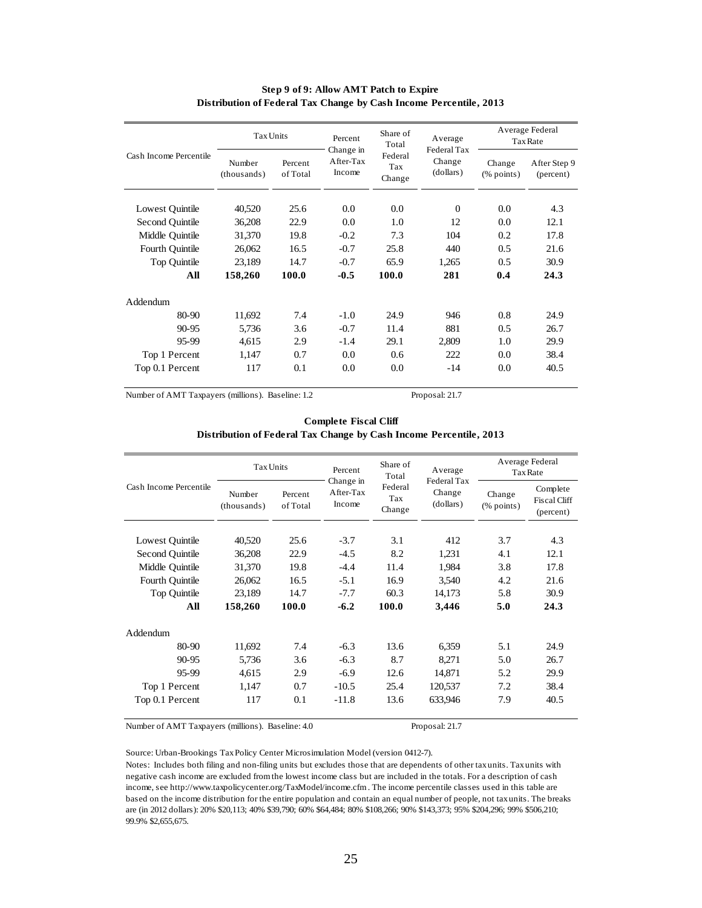**Step 9 of 9: Allow AMT Patch to Expire**
**Distribution of Federal Tax Change by Cash Income Percentile, 2013**

| Cash Income Percentile | Tax Units | | Percent Change in After-Tax Income | Share of Total Federal Tax Change | Average Federal Tax Change (dollars) | Average Federal Tax Rate | |
|---|---|---|---|---|---|---|---|
| | Number (thousands) | Percent of Total | | | | Change (% points) | After Step 9 (percent) |
| Lowest Quintile | 40,520 | 25.6 | 0.0 | 0.0 | 0 | 0.0 | 4.3 |
| Second Quintile | 36,208 | 22.9 | 0.0 | 1.0 | 12 | 0.0 | 12.1 |
| Middle Quintile | 31,370 | 19.8 | -0.2 | 7.3 | 104 | 0.2 | 17.8 |
| Fourth Quintile | 26,062 | 16.5 | -0.7 | 25.8 | 440 | 0.5 | 21.6 |
| Top Quintile | 23,189 | 14.7 | -0.7 | 65.9 | 1,265 | 0.5 | 30.9 |
| **All** | **158,260** | **100.0** | **-0.5** | **100.0** | **281** | **0.4** | **24.3** |
| Addendum | | | | | | | |
| 80-90 | 11,692 | 7.4 | -1.0 | 24.9 | 946 | 0.8 | 24.9 |
| 90-95 | 5,736 | 3.6 | -0.7 | 11.4 | 881 | 0.5 | 26.7 |
| 95-99 | 4,615 | 2.9 | -1.4 | 29.1 | 2,809 | 1.0 | 29.9 |
| Top 1 Percent | 1,147 | 0.7 | 0.0 | 0.6 | 222 | 0.0 | 38.4 |
| Top 0.1 Percent | 117 | 0.1 | 0.0 | 0.0 | -14 | 0.0 | 40.5 |

Number of AMT Taxpayers (millions). Baseline: 1.2 Proposal: 21.7

**Complete Fiscal Cliff**
**Distribution of Federal Tax Change by Cash Income Percentile, 2013**

| Cash Income Percentile | Tax Units | | Percent Change in After-Tax Income | Share of Total Federal Tax Change | Average Federal Tax Change (dollars) | Average Federal Tax Rate | |
|---|---|---|---|---|---|---|---|
| | Number (thousands) | Percent of Total | | | | Change (% points) | Complete Fiscal Cliff (percent) |
| Lowest Quintile | 40,520 | 25.6 | -3.7 | 3.1 | 412 | 3.7 | 4.3 |
| Second Quintile | 36,208 | 22.9 | -4.5 | 8.2 | 1,231 | 4.1 | 12.1 |
| Middle Quintile | 31,370 | 19.8 | -4.4 | 11.4 | 1,984 | 3.8 | 17.8 |
| Fourth Quintile | 26,062 | 16.5 | -5.1 | 16.9 | 3,540 | 4.2 | 21.6 |
| Top Quintile | 23,189 | 14.7 | -7.7 | 60.3 | 14,173 | 5.8 | 30.9 |
| **All** | **158,260** | **100.0** | **-6.2** | **100.0** | **3,446** | **5.0** | **24.3** |
| Addendum | | | | | | | |
| 80-90 | 11,692 | 7.4 | -6.3 | 13.6 | 6,359 | 5.1 | 24.9 |
| 90-95 | 5,736 | 3.6 | -6.3 | 8.7 | 8,271 | 5.0 | 26.7 |
| 95-99 | 4,615 | 2.9 | -6.9 | 12.6 | 14,871 | 5.2 | 29.9 |
| Top 1 Percent | 1,147 | 0.7 | -10.5 | 25.4 | 120,537 | 7.2 | 38.4 |
| Top 0.1 Percent | 117 | 0.1 | -11.8 | 13.6 | 633,946 | 7.9 | 40.5 |

Number of AMT Taxpayers (millions). Baseline: 4.0 Proposal: 21.7

Source: Urban-Brookings Tax Policy Center Microsimulation Model (version 0412-7).

Notes: Includes both filing and non-filing units but excludes those that are dependents of other tax units. Tax units with negative cash income are excluded from the lowest income class but are included in the totals. For a description of cash income, see http://www.taxpolicycenter.org/TaxModel/income.cfm. The income percentile classes used in this table are based on the income distribution for the entire population and contain an equal number of people, not tax units. The breaks are (in 2012 dollars): 20% $20,113; 40% $39,790; 60% $64,484; 80% $108,266; 90% $143,373; 95% $204,296; 99% $506,210; 99.9% $2,655,675.